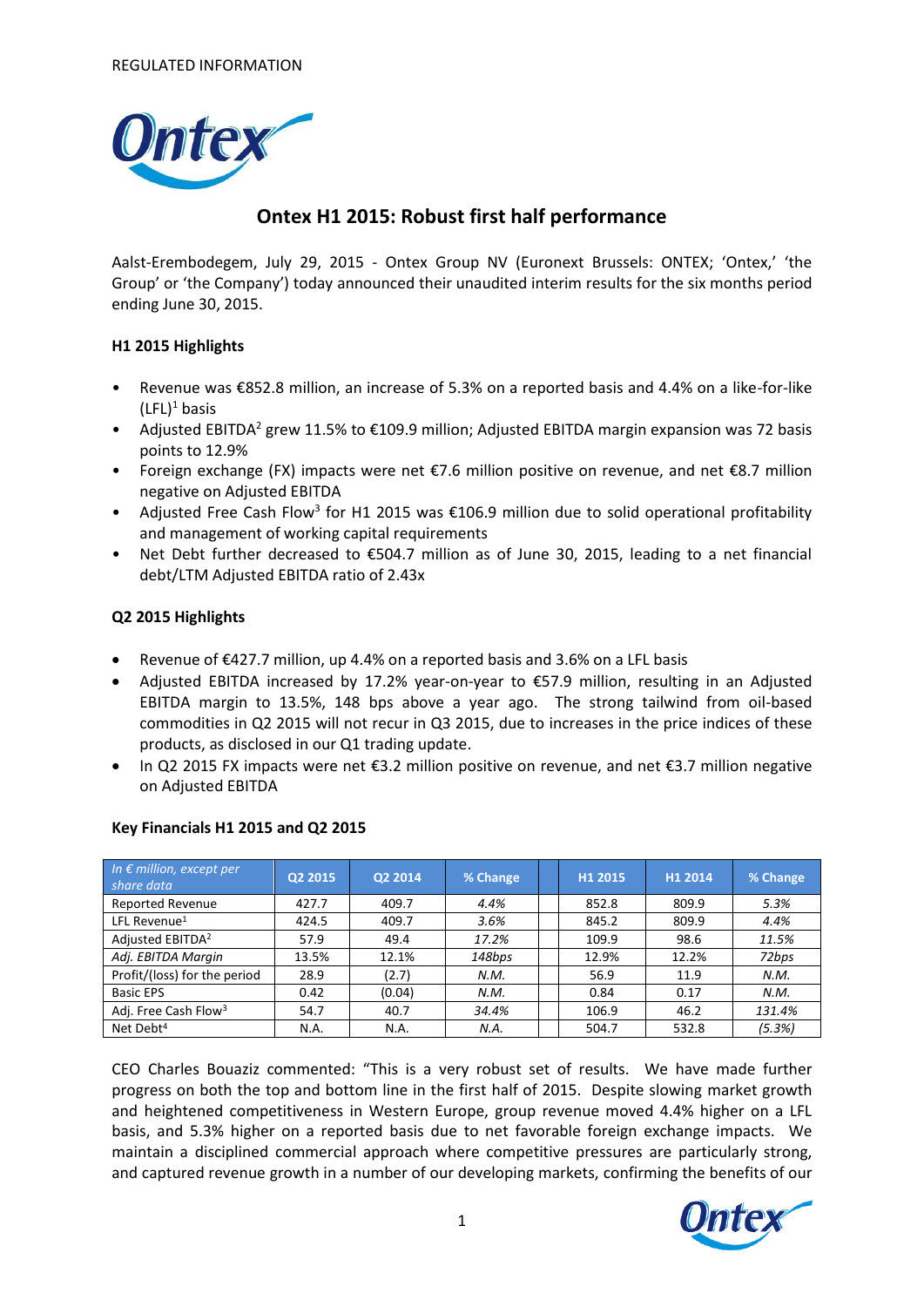REGULATED INFORMATION

# Ontex H1 2015: Robust first half performance

Aalst-Erembodegem, July 29, 2015 - Ontex Group NV (Euronext Brussels: ONTEX; 'Ontex,' 'the Group' or 'the Company') today announced their unaudited interim results for the six months period ending June 30, 2015.

### H1 2015 Highlights

- Revenue was €852.8 million, an increase of 5.3% on a reported basis and 4.4% on a like-for-like (LFL)[1] basis
- Adjusted EBITDA[2] grew 11.5% to €109.9 million; Adjusted EBITDA margin expansion was 72 basis points to 12.9%
- Foreign exchange (FX) impacts were net €7.6 million positive on revenue, and net €8.7 million negative on Adjusted EBITDA
- Adjusted Free Cash Flow[3] for H1 2015 was €106.9 million due to solid operational profitability and management of working capital requirements
- Net Debt further decreased to €504.7 million as of June 30, 2015, leading to a net financial debt/LTM Adjusted EBITDA ratio of 2.43x

### Q2 2015 Highlights

- Revenue of €427.7 million, up 4.4% on a reported basis and 3.6% on a LFL basis
- Adjusted EBITDA increased by 17.2% year-on-year to €57.9 million, resulting in an Adjusted EBITDA margin to 13.5%, 148 bps above a year ago. The strong tailwind from oil-based commodities in Q2 2015 will not recur in Q3 2015, due to increases in the price indices of these products, as disclosed in our Q1 trading update.
- In Q2 2015 FX impacts were net €3.2 million positive on revenue, and net €3.7 million negative on Adjusted EBITDA

### Key Financials H1 2015 and Q2 2015

| *In € million, except per share data* | Q2 2015 | Q2 2014 | % Change | | H1 2015 | H1 2014 | % Change |
|---|---|---|---|---|---|---|---|
| Reported Revenue | 427.7 | 409.7 | *4.4%* | | 852.8 | 809.9 | *5.3%* |
| LFL Revenue[1] | 424.5 | 409.7 | *3.6%* | | 845.2 | 809.9 | *4.4%* |
| Adjusted EBITDA[2] | 57.9 | 49.4 | *17.2%* | | 109.9 | 98.6 | *11.5%* |
| *Adj. EBITDA Margin* | 13.5% | 12.1% | *148bps* | | 12.9% | 12.2% | *72bps* |
| Profit/(loss) for the period | 28.9 | (2.7) | *N.M.* | | 56.9 | 11.9 | *N.M.* |
| Basic EPS | 0.42 | (0.04) | *N.M.* | | 0.84 | 0.17 | *N.M.* |
| Adj. Free Cash Flow[3] | 54.7 | 40.7 | *34.4%* | | 106.9 | 46.2 | *131.4%* |
| Net Debt[4] | N.A. | N.A. | *N.A.* | | 504.7 | 532.8 | *(5.3%)* |

CEO Charles Bouaziz commented: "This is a very robust set of results. We have made further progress on both the top and bottom line in the first half of 2015. Despite slowing market growth and heightened competitiveness in Western Europe, group revenue moved 4.4% higher on a LFL basis, and 5.3% higher on a reported basis due to net favorable foreign exchange impacts. We maintain a disciplined commercial approach where competitive pressures are particularly strong, and captured revenue growth in a number of our developing markets, confirming the benefits of our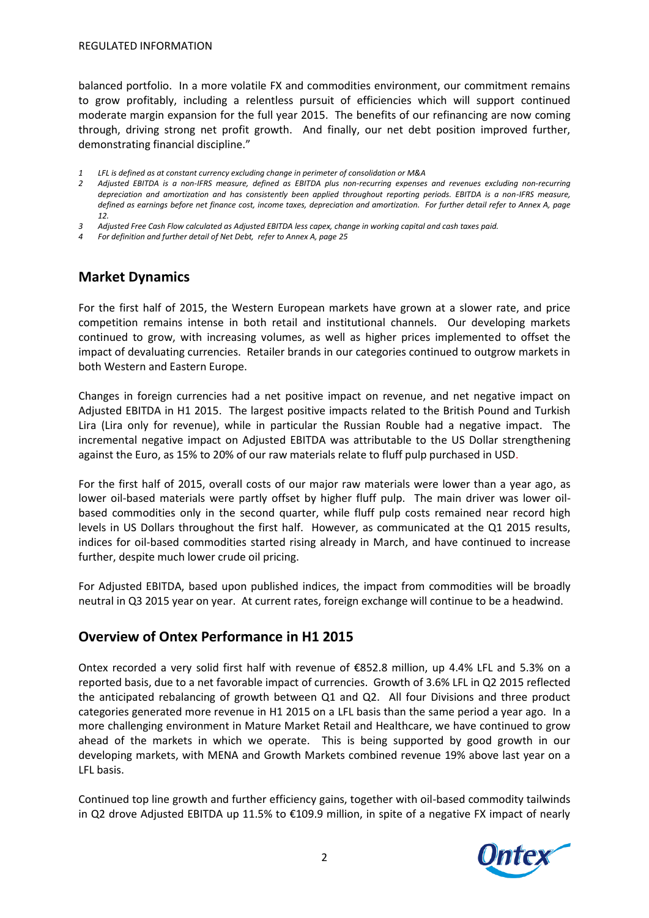balanced portfolio. In a more volatile FX and commodities environment, our commitment remains to grow profitably, including a relentless pursuit of efficiencies which will support continued moderate margin expansion for the full year 2015. The benefits of our refinancing are now coming through, driving strong net profit growth. And finally, our net debt position improved further, demonstrating financial discipline."

*1 LFL is defined as at constant currency excluding change in perimeter of consolidation or M&A*

*2 Adjusted EBITDA is a non-IFRS measure, defined as EBITDA plus non-recurring expenses and revenues excluding non-recurring depreciation and amortization and has consistently been applied throughout reporting periods. EBITDA is a non-IFRS measure, defined as earnings before net finance cost, income taxes, depreciation and amortization. For further detail refer to Annex A, page 12.*

*3 Adjusted Free Cash Flow calculated as Adjusted EBITDA less capex, change in working capital and cash taxes paid.*

*4 For definition and further detail of Net Debt, refer to Annex A, page 25*

## Market Dynamics

For the first half of 2015, the Western European markets have grown at a slower rate, and price competition remains intense in both retail and institutional channels. Our developing markets continued to grow, with increasing volumes, as well as higher prices implemented to offset the impact of devaluating currencies. Retailer brands in our categories continued to outgrow markets in both Western and Eastern Europe.

Changes in foreign currencies had a net positive impact on revenue, and net negative impact on Adjusted EBITDA in H1 2015. The largest positive impacts related to the British Pound and Turkish Lira (Lira only for revenue), while in particular the Russian Rouble had a negative impact. The incremental negative impact on Adjusted EBITDA was attributable to the US Dollar strengthening against the Euro, as 15% to 20% of our raw materials relate to fluff pulp purchased in USD.

For the first half of 2015, overall costs of our major raw materials were lower than a year ago, as lower oil-based materials were partly offset by higher fluff pulp. The main driver was lower oil-based commodities only in the second quarter, while fluff pulp costs remained near record high levels in US Dollars throughout the first half. However, as communicated at the Q1 2015 results, indices for oil-based commodities started rising already in March, and have continued to increase further, despite much lower crude oil pricing.

For Adjusted EBITDA, based upon published indices, the impact from commodities will be broadly neutral in Q3 2015 year on year. At current rates, foreign exchange will continue to be a headwind.

## Overview of Ontex Performance in H1 2015

Ontex recorded a very solid first half with revenue of €852.8 million, up 4.4% LFL and 5.3% on a reported basis, due to a net favorable impact of currencies. Growth of 3.6% LFL in Q2 2015 reflected the anticipated rebalancing of growth between Q1 and Q2. All four Divisions and three product categories generated more revenue in H1 2015 on a LFL basis than the same period a year ago. In a more challenging environment in Mature Market Retail and Healthcare, we have continued to grow ahead of the markets in which we operate. This is being supported by good growth in our developing markets, with MENA and Growth Markets combined revenue 19% above last year on a LFL basis.

Continued top line growth and further efficiency gains, together with oil-based commodity tailwinds in Q2 drove Adjusted EBITDA up 11.5% to €109.9 million, in spite of a negative FX impact of nearly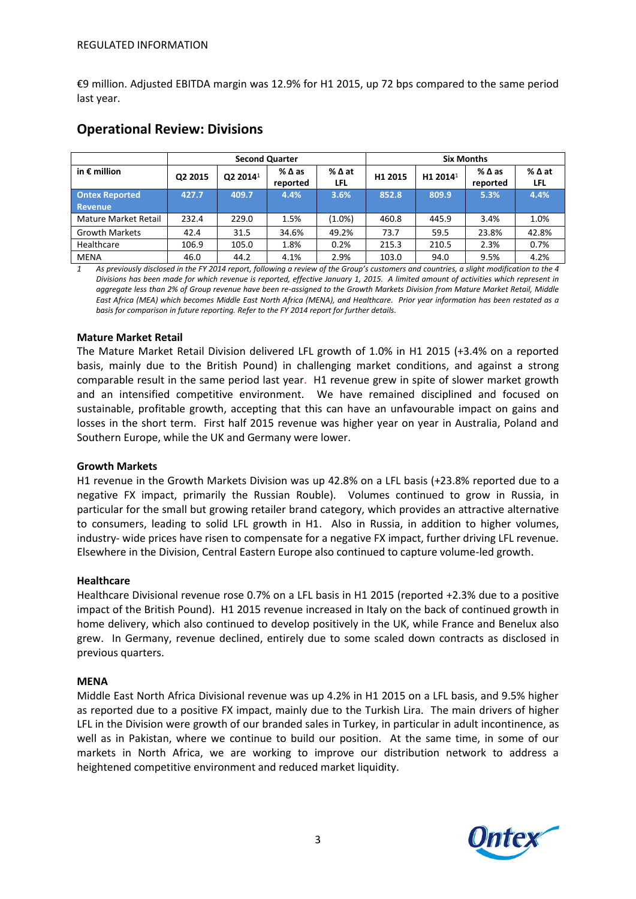€9 million. Adjusted EBITDA margin was 12.9% for H1 2015, up 72 bps compared to the same period last year.

## Operational Review: Divisions

| in € million | Second Quarter | | | | Six Months | | | |
|---|---|---|---|---|---|---|---|---|
| | Q2 2015 | Q2 2014[1] | % Δ as reported | % Δ at LFL | H1 2015 | H1 2014[1] | % Δ as reported | % Δ at LFL |
| **Ontex Reported Revenue** | **427.7** | **409.7** | **4.4%** | **3.6%** | **852.8** | **809.9** | **5.3%** | **4.4%** |
| Mature Market Retail | 232.4 | 229.0 | 1.5% | (1.0%) | 460.8 | 445.9 | 3.4% | 1.0% |
| Growth Markets | 42.4 | 31.5 | 34.6% | 49.2% | 73.7 | 59.5 | 23.8% | 42.8% |
| Healthcare | 106.9 | 105.0 | 1.8% | 0.2% | 215.3 | 210.5 | 2.3% | 0.7% |
| MENA | 46.0 | 44.2 | 4.1% | 2.9% | 103.0 | 94.0 | 9.5% | 4.2% |

*1 As previously disclosed in the FY 2014 report, following a review of the Group's customers and countries, a slight modification to the 4 Divisions has been made for which revenue is reported, effective January 1, 2015. A limited amount of activities which represent in aggregate less than 2% of Group revenue have been re-assigned to the Growth Markets Division from Mature Market Retail, Middle East Africa (MEA) which becomes Middle East North Africa (MENA), and Healthcare. Prior year information has been restated as a basis for comparison in future reporting. Refer to the FY 2014 report for further details.*

**Mature Market Retail**

The Mature Market Retail Division delivered LFL growth of 1.0% in H1 2015 (+3.4% on a reported basis, mainly due to the British Pound) in challenging market conditions, and against a strong comparable result in the same period last year. H1 revenue grew in spite of slower market growth and an intensified competitive environment. We have remained disciplined and focused on sustainable, profitable growth, accepting that this can have an unfavourable impact on gains and losses in the short term. First half 2015 revenue was higher year on year in Australia, Poland and Southern Europe, while the UK and Germany were lower.

**Growth Markets**

H1 revenue in the Growth Markets Division was up 42.8% on a LFL basis (+23.8% reported due to a negative FX impact, primarily the Russian Rouble). Volumes continued to grow in Russia, in particular for the small but growing retailer brand category, which provides an attractive alternative to consumers, leading to solid LFL growth in H1. Also in Russia, in addition to higher volumes, industry- wide prices have risen to compensate for a negative FX impact, further driving LFL revenue. Elsewhere in the Division, Central Eastern Europe also continued to capture volume-led growth.

**Healthcare**

Healthcare Divisional revenue rose 0.7% on a LFL basis in H1 2015 (reported +2.3% due to a positive impact of the British Pound). H1 2015 revenue increased in Italy on the back of continued growth in home delivery, which also continued to develop positively in the UK, while France and Benelux also grew. In Germany, revenue declined, entirely due to some scaled down contracts as disclosed in previous quarters.

**MENA**

Middle East North Africa Divisional revenue was up 4.2% in H1 2015 on a LFL basis, and 9.5% higher as reported due to a positive FX impact, mainly due to the Turkish Lira. The main drivers of higher LFL in the Division were growth of our branded sales in Turkey, in particular in adult incontinence, as well as in Pakistan, where we continue to build our position. At the same time, in some of our markets in North Africa, we are working to improve our distribution network to address a heightened competitive environment and reduced market liquidity.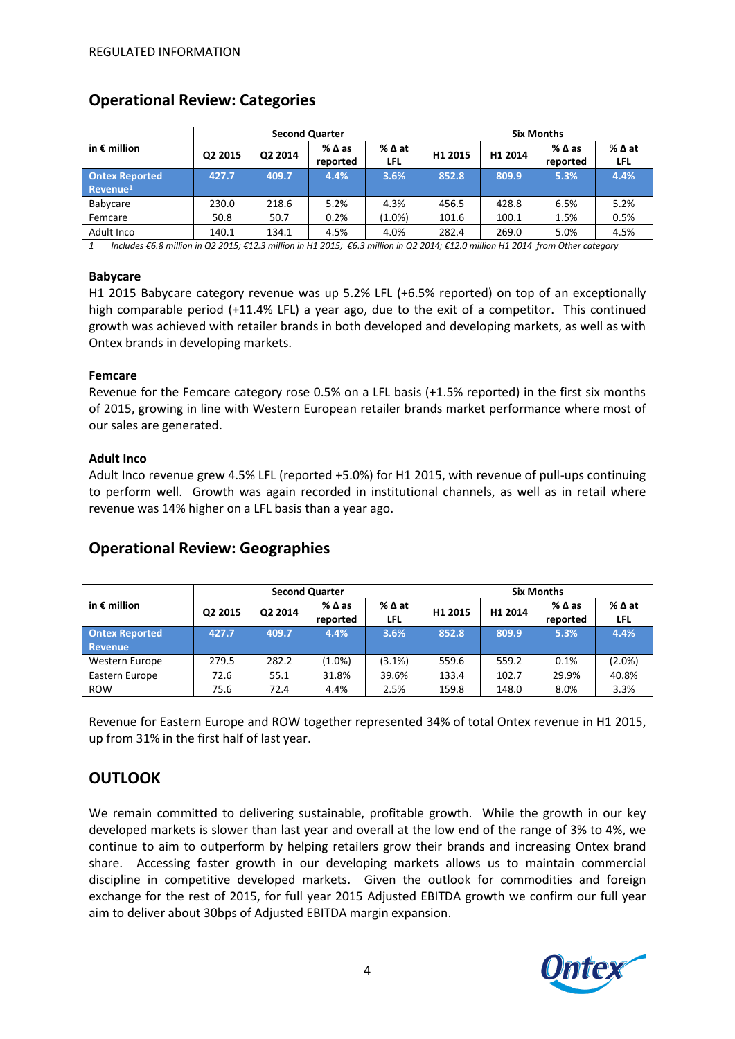REGULATED INFORMATION

## Operational Review: Categories

| in € million | Second Quarter | | | | Six Months | | | |
|---|---|---|---|---|---|---|---|---|
| | Q2 2015 | Q2 2014 | % Δ as reported | % Δ at LFL | H1 2015 | H1 2014 | % Δ as reported | % Δ at LFL |
| **Ontex Reported Revenue[1]** | **427.7** | **409.7** | **4.4%** | **3.6%** | **852.8** | **809.9** | **5.3%** | **4.4%** |
| Babycare | 230.0 | 218.6 | 5.2% | 4.3% | 456.5 | 428.8 | 6.5% | 5.2% |
| Femcare | 50.8 | 50.7 | 0.2% | (1.0%) | 101.6 | 100.1 | 1.5% | 0.5% |
| Adult Inco | 140.1 | 134.1 | 4.5% | 4.0% | 282.4 | 269.0 | 5.0% | 4.5% |

*1 Includes €6.8 million in Q2 2015; €12.3 million in H1 2015; €6.3 million in Q2 2014; €12.0 million H1 2014 from Other category*

### Babycare

H1 2015 Babycare category revenue was up 5.2% LFL (+6.5% reported) on top of an exceptionally high comparable period (+11.4% LFL) a year ago, due to the exit of a competitor. This continued growth was achieved with retailer brands in both developed and developing markets, as well as with Ontex brands in developing markets.

### Femcare

Revenue for the Femcare category rose 0.5% on a LFL basis (+1.5% reported) in the first six months of 2015, growing in line with Western European retailer brands market performance where most of our sales are generated.

### Adult Inco

Adult Inco revenue grew 4.5% LFL (reported +5.0%) for H1 2015, with revenue of pull-ups continuing to perform well. Growth was again recorded in institutional channels, as well as in retail where revenue was 14% higher on a LFL basis than a year ago.

## Operational Review: Geographies

| in € million | Second Quarter | | | | Six Months | | | |
|---|---|---|---|---|---|---|---|---|
| | Q2 2015 | Q2 2014 | % Δ as reported | % Δ at LFL | H1 2015 | H1 2014 | % Δ as reported | % Δ at LFL |
| **Ontex Reported Revenue** | **427.7** | **409.7** | **4.4%** | **3.6%** | **852.8** | **809.9** | **5.3%** | **4.4%** |
| Western Europe | 279.5 | 282.2 | (1.0%) | (3.1%) | 559.6 | 559.2 | 0.1% | (2.0%) |
| Eastern Europe | 72.6 | 55.1 | 31.8% | 39.6% | 133.4 | 102.7 | 29.9% | 40.8% |
| ROW | 75.6 | 72.4 | 4.4% | 2.5% | 159.8 | 148.0 | 8.0% | 3.3% |

Revenue for Eastern Europe and ROW together represented 34% of total Ontex revenue in H1 2015, up from 31% in the first half of last year.

## OUTLOOK

We remain committed to delivering sustainable, profitable growth. While the growth in our key developed markets is slower than last year and overall at the low end of the range of 3% to 4%, we continue to aim to outperform by helping retailers grow their brands and increasing Ontex brand share. Accessing faster growth in our developing markets allows us to maintain commercial discipline in competitive developed markets. Given the outlook for commodities and foreign exchange for the rest of 2015, for full year 2015 Adjusted EBITDA growth we confirm our full year aim to deliver about 30bps of Adjusted EBITDA margin expansion.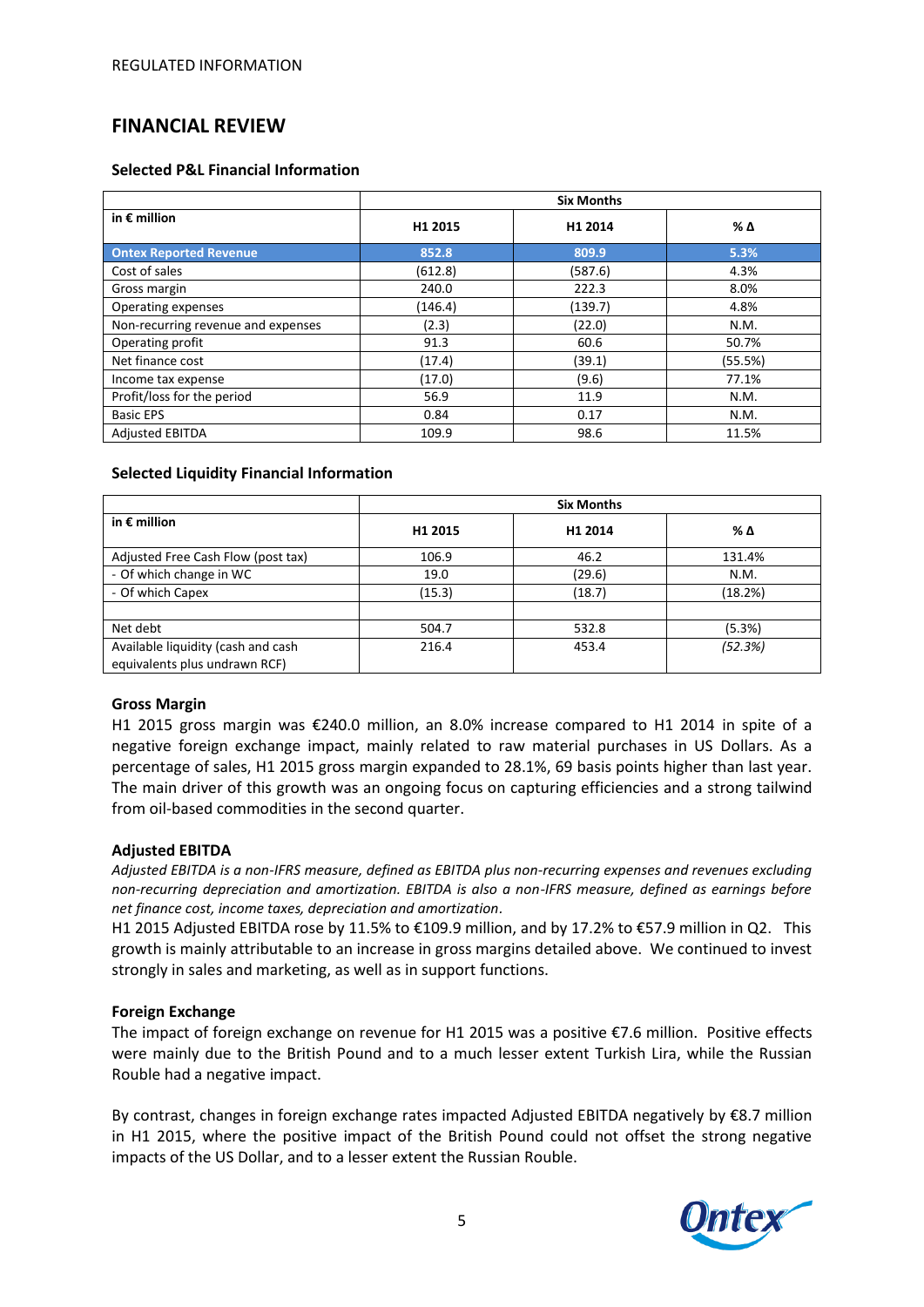REGULATED INFORMATION

## FINANCIAL REVIEW

### Selected P&L Financial Information

| in € million | Six Months | | |
|---|---|---|---|
| | H1 2015 | H1 2014 | % Δ |
| **Ontex Reported Revenue** | **852.8** | **809.9** | **5.3%** |
| Cost of sales | (612.8) | (587.6) | 4.3% |
| Gross margin | 240.0 | 222.3 | 8.0% |
| Operating expenses | (146.4) | (139.7) | 4.8% |
| Non-recurring revenue and expenses | (2.3) | (22.0) | N.M. |
| Operating profit | 91.3 | 60.6 | 50.7% |
| Net finance cost | (17.4) | (39.1) | (55.5%) |
| Income tax expense | (17.0) | (9.6) | 77.1% |
| Profit/loss for the period | 56.9 | 11.9 | N.M. |
| Basic EPS | 0.84 | 0.17 | N.M. |
| Adjusted EBITDA | 109.9 | 98.6 | 11.5% |

### Selected Liquidity Financial Information

| in € million | Six Months | | |
|---|---|---|---|
| | H1 2015 | H1 2014 | % Δ |
| Adjusted Free Cash Flow (post tax) | 106.9 | 46.2 | 131.4% |
| - Of which change in WC | 19.0 | (29.6) | N.M. |
| - Of which Capex | (15.3) | (18.7) | (18.2%) |
| | | | |
| Net debt | 504.7 | 532.8 | (5.3%) |
| Available liquidity (cash and cash equivalents plus undrawn RCF) | 216.4 | 453.4 | *(52.3%)* |

### Gross Margin

H1 2015 gross margin was €240.0 million, an 8.0% increase compared to H1 2014 in spite of a negative foreign exchange impact, mainly related to raw material purchases in US Dollars. As a percentage of sales, H1 2015 gross margin expanded to 28.1%, 69 basis points higher than last year. The main driver of this growth was an ongoing focus on capturing efficiencies and a strong tailwind from oil-based commodities in the second quarter.

### Adjusted EBITDA

*Adjusted EBITDA is a non-IFRS measure, defined as EBITDA plus non-recurring expenses and revenues excluding non-recurring depreciation and amortization. EBITDA is also a non-IFRS measure, defined as earnings before net finance cost, income taxes, depreciation and amortization.*

H1 2015 Adjusted EBITDA rose by 11.5% to €109.9 million, and by 17.2% to €57.9 million in Q2. This growth is mainly attributable to an increase in gross margins detailed above. We continued to invest strongly in sales and marketing, as well as in support functions.

### Foreign Exchange

The impact of foreign exchange on revenue for H1 2015 was a positive €7.6 million. Positive effects were mainly due to the British Pound and to a much lesser extent Turkish Lira, while the Russian Rouble had a negative impact.

By contrast, changes in foreign exchange rates impacted Adjusted EBITDA negatively by €8.7 million in H1 2015, where the positive impact of the British Pound could not offset the strong negative impacts of the US Dollar, and to a lesser extent the Russian Rouble.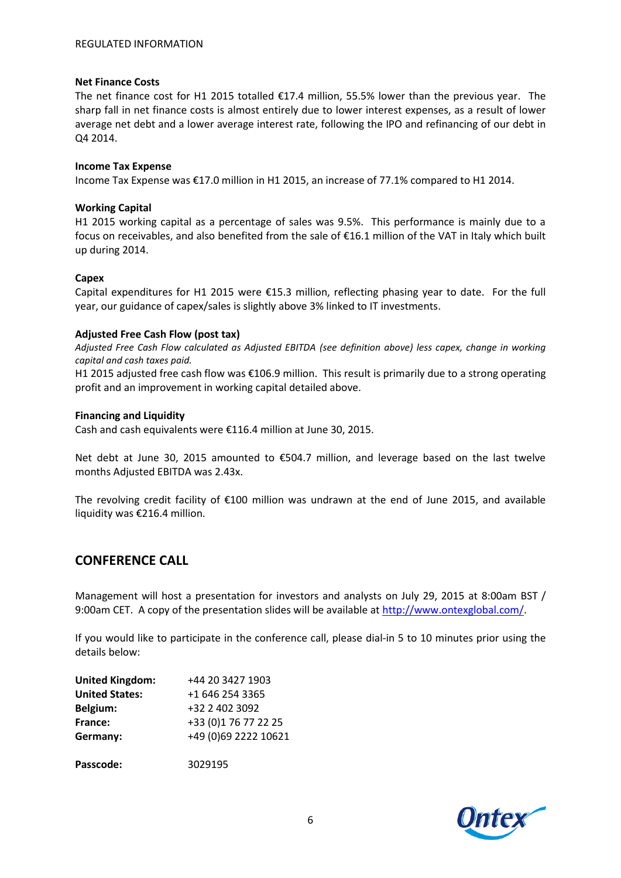**Net Finance Costs**

The net finance cost for H1 2015 totalled €17.4 million, 55.5% lower than the previous year. The sharp fall in net finance costs is almost entirely due to lower interest expenses, as a result of lower average net debt and a lower average interest rate, following the IPO and refinancing of our debt in Q4 2014.

**Income Tax Expense**

Income Tax Expense was €17.0 million in H1 2015, an increase of 77.1% compared to H1 2014.

**Working Capital**

H1 2015 working capital as a percentage of sales was 9.5%. This performance is mainly due to a focus on receivables, and also benefited from the sale of €16.1 million of the VAT in Italy which built up during 2014.

**Capex**

Capital expenditures for H1 2015 were €15.3 million, reflecting phasing year to date. For the full year, our guidance of capex/sales is slightly above 3% linked to IT investments.

**Adjusted Free Cash Flow (post tax)**

*Adjusted Free Cash Flow calculated as Adjusted EBITDA (see definition above) less capex, change in working capital and cash taxes paid.*

H1 2015 adjusted free cash flow was €106.9 million. This result is primarily due to a strong operating profit and an improvement in working capital detailed above.

**Financing and Liquidity**

Cash and cash equivalents were €116.4 million at June 30, 2015.

Net debt at June 30, 2015 amounted to €504.7 million, and leverage based on the last twelve months Adjusted EBITDA was 2.43x.

The revolving credit facility of €100 million was undrawn at the end of June 2015, and available liquidity was €216.4 million.

## CONFERENCE CALL

Management will host a presentation for investors and analysts on July 29, 2015 at 8:00am BST / 9:00am CET. A copy of the presentation slides will be available at [http://www.ontexglobal.com/](http://www.ontexglobal.com/).

If you would like to participate in the conference call, please dial-in 5 to 10 minutes prior using the details below:

| | |
|---|---|
| **United Kingdom:** | +44 20 3427 1903 |
| **United States:** | +1 646 254 3365 |
| **Belgium:** | +32 2 402 3092 |
| **France:** | +33 (0)1 76 77 22 25 |
| **Germany:** | +49 (0)69 2222 10621 |
| **Passcode:** | 3029195 |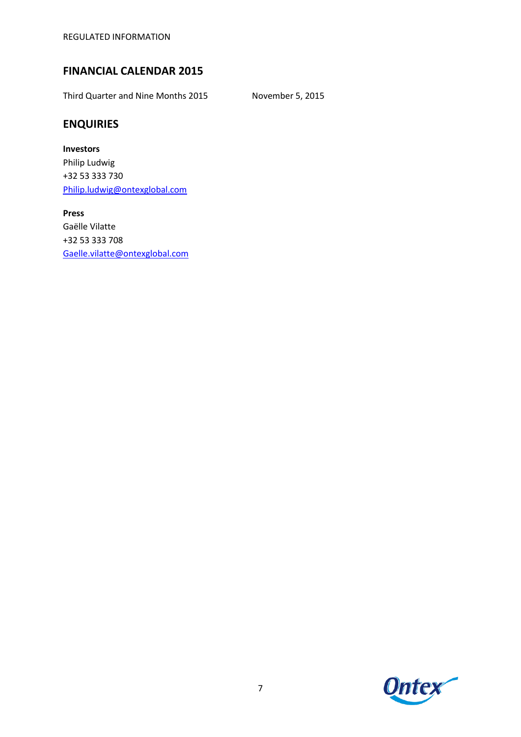## FINANCIAL CALENDAR 2015

| | |
|---|---|
| Third Quarter and Nine Months 2015 | November 5, 2015 |

## ENQUIRIES

**Investors**
Philip Ludwig
+32 53 333 730
Philip.ludwig@ontexglobal.com

**Press**
Gaëlle Vilatte
+32 53 333 708
Gaelle.vilatte@ontexglobal.com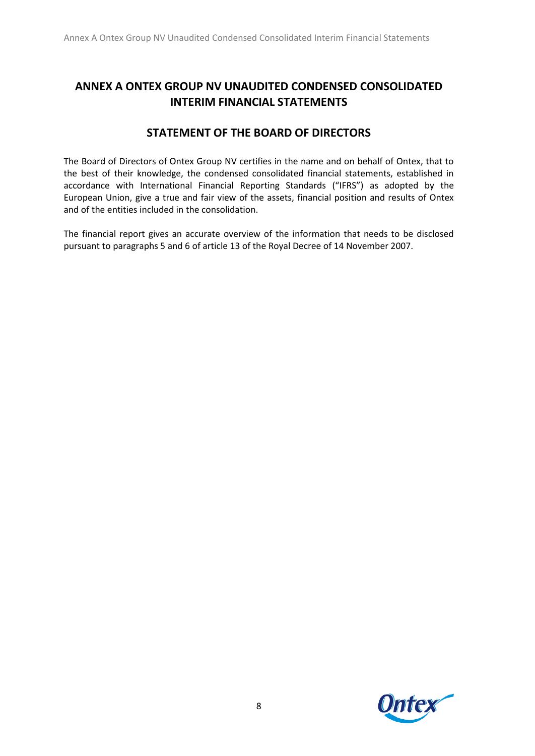# ANNEX A ONTEX GROUP NV UNAUDITED CONDENSED CONSOLIDATED INTERIM FINANCIAL STATEMENTS

## STATEMENT OF THE BOARD OF DIRECTORS

The Board of Directors of Ontex Group NV certifies in the name and on behalf of Ontex, that to the best of their knowledge, the condensed consolidated financial statements, established in accordance with International Financial Reporting Standards ("IFRS") as adopted by the European Union, give a true and fair view of the assets, financial position and results of Ontex and of the entities included in the consolidation.

The financial report gives an accurate overview of the information that needs to be disclosed pursuant to paragraphs 5 and 6 of article 13 of the Royal Decree of 14 November 2007.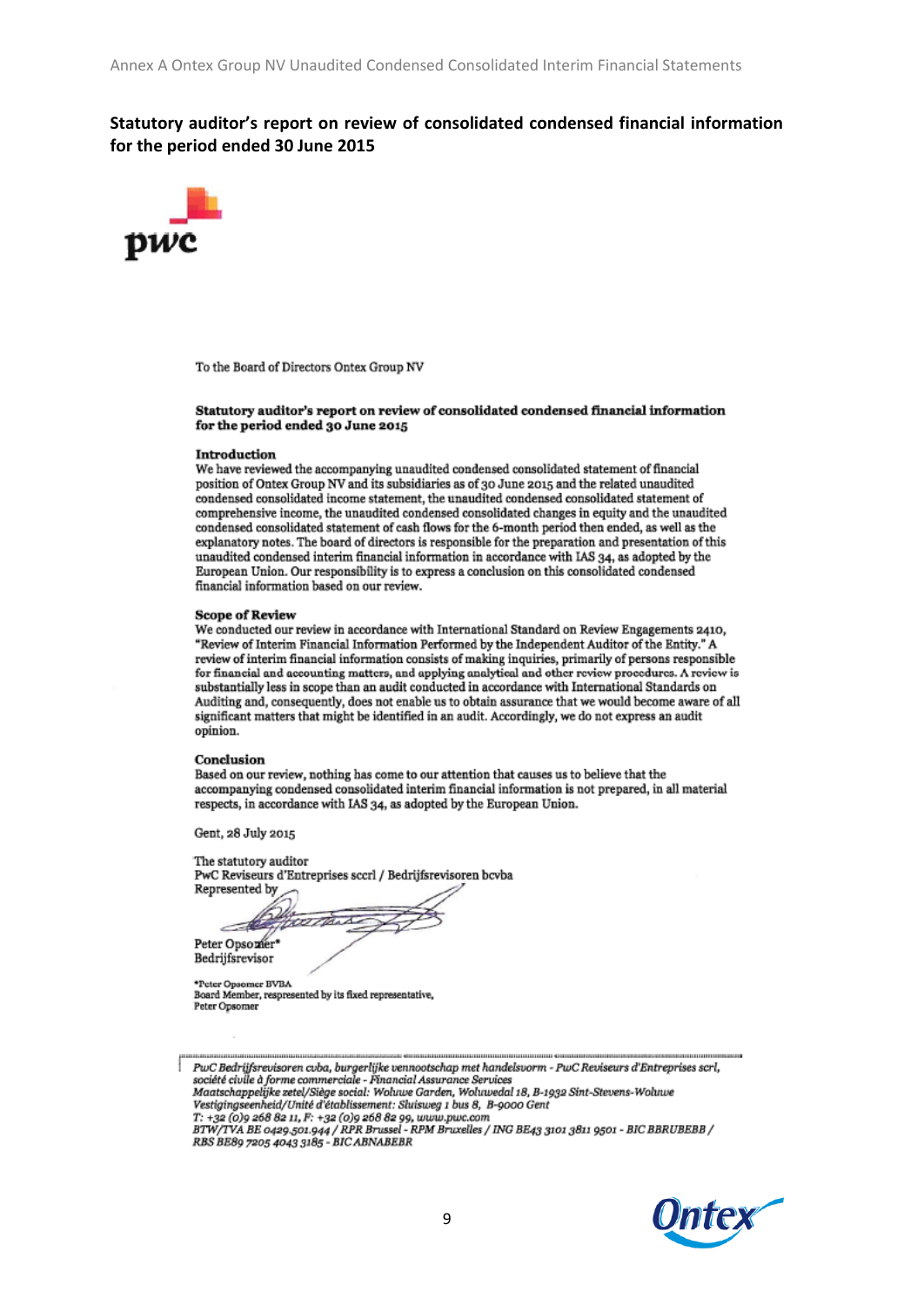**Statutory auditor's report on review of consolidated condensed financial information for the period ended 30 June 2015**

To the Board of Directors Ontex Group NV

**Statutory auditor's report on review of consolidated condensed financial information for the period ended 30 June 2015**

**Introduction**

We have reviewed the accompanying unaudited condensed consolidated statement of financial position of Ontex Group NV and its subsidiaries as of 30 June 2015 and the related unaudited condensed consolidated income statement, the unaudited condensed consolidated statement of comprehensive income, the unaudited condensed consolidated changes in equity and the unaudited condensed consolidated statement of cash flows for the 6-month period then ended, as well as the explanatory notes. The board of directors is responsible for the preparation and presentation of this unaudited condensed interim financial information in accordance with IAS 34, as adopted by the European Union. Our responsibility is to express a conclusion on this consolidated condensed financial information based on our review.

**Scope of Review**

We conducted our review in accordance with International Standard on Review Engagements 2410, "Review of Interim Financial Information Performed by the Independent Auditor of the Entity." A review of interim financial information consists of making inquiries, primarily of persons responsible for financial and accounting matters, and applying analytical and other review procedures. A review is substantially less in scope than an audit conducted in accordance with International Standards on Auditing and, consequently, does not enable us to obtain assurance that we would become aware of all significant matters that might be identified in an audit. Accordingly, we do not express an audit opinion.

**Conclusion**

Based on our review, nothing has come to our attention that causes us to believe that the accompanying condensed consolidated interim financial information is not prepared, in all material respects, in accordance with IAS 34, as adopted by the European Union.

Gent, 28 July 2015

The statutory auditor
PwC Reviseurs d'Entreprises sccrl / Bedrijfsrevisoren bcvba
Represented by

Peter Opsomer*
Bedrijfsrevisor

*Peter Opsomer BVBA
Board Member, respresented by its fixed representative,
Peter Opsomer

---

*PwC Bedrijfsrevisoren cvba, burgerlijke vennootschap met handelsvorm - PwC Reviseurs d'Entreprises scrl, société civile à forme commerciale - Financial Assurance Services*
*Maatschappelijke zetel/Siège social: Woluwe Garden, Woluwedal 18, B-1932 Sint-Stevens-Woluwe*
*Vestigingseenheid/Unité d'établissement: Sluisweg 1 bus 8, B-9000 Gent*
*T: +32 (0)9 268 82 11, F: +32 (0)9 268 82 99, www.pwc.com*
*BTW/TVA BE 0429.501.944 / RPR Brussel - RPM Bruxelles / ING BE43 3101 3811 9501 - BIC BBRUBEBB / RBS BE89 7205 4043 3185 - BIC ABNABEBR*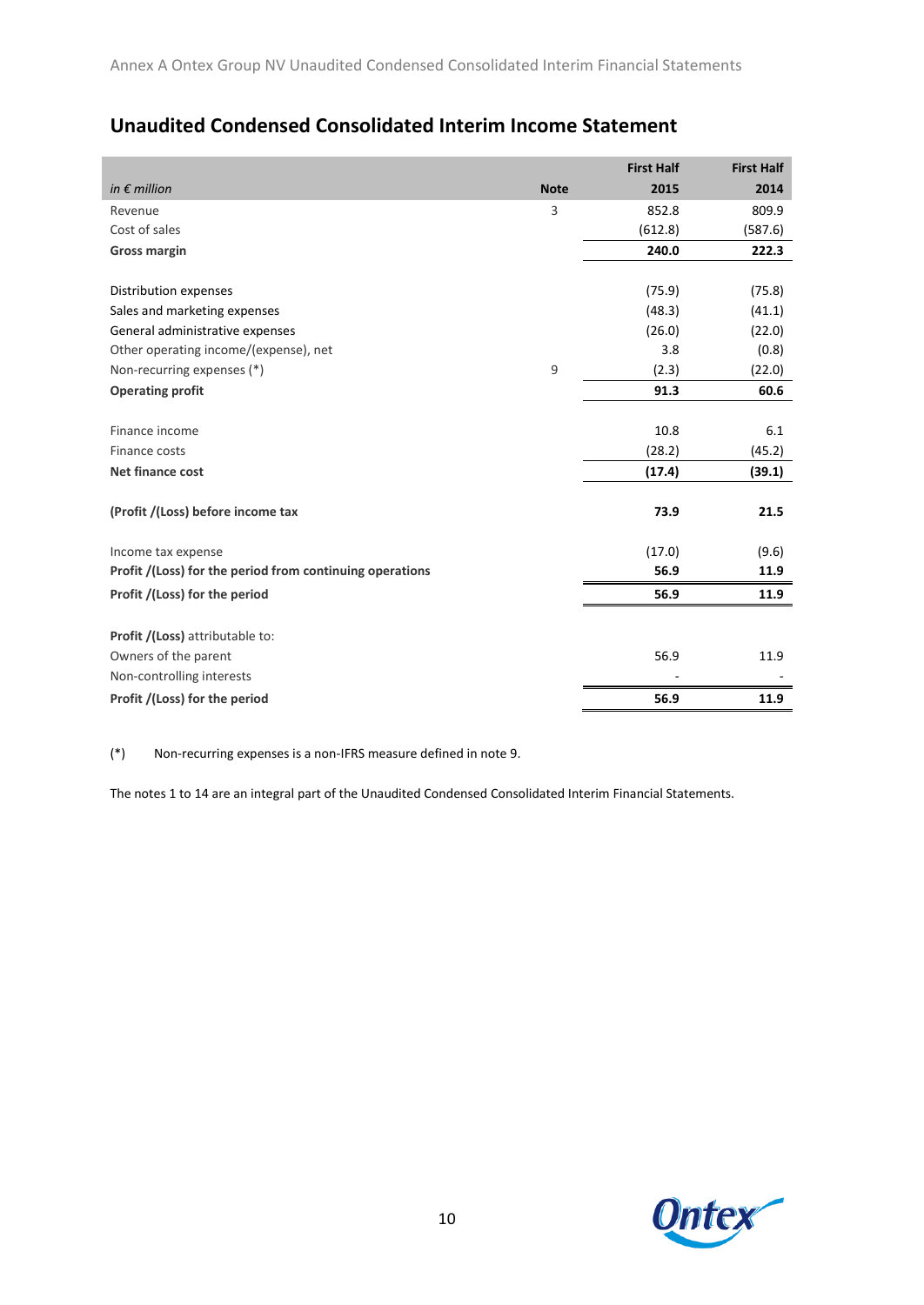## Unaudited Condensed Consolidated Interim Income Statement

| *in € million* | Note | First Half 2015 | First Half 2014 |
|---|---|---|---|
| Revenue | 3 | 852.8 | 809.9 |
| Cost of sales | | (612.8) | (587.6) |
| **Gross margin** | | **240.0** | **222.3** |
| | | | |
| Distribution expenses | | (75.9) | (75.8) |
| Sales and marketing expenses | | (48.3) | (41.1) |
| General administrative expenses | | (26.0) | (22.0) |
| Other operating income/(expense), net | | 3.8 | (0.8) |
| Non-recurring expenses (*) | 9 | (2.3) | (22.0) |
| **Operating profit** | | **91.3** | **60.6** |
| | | | |
| Finance income | | 10.8 | 6.1 |
| Finance costs | | (28.2) | (45.2) |
| **Net finance cost** | | **(17.4)** | **(39.1)** |
| | | | |
| **(Profit /(Loss) before income tax** | | **73.9** | **21.5** |
| | | | |
| Income tax expense | | (17.0) | (9.6) |
| **Profit /(Loss) for the period from continuing operations** | | **56.9** | **11.9** |
| **Profit /(Loss) for the period** | | **56.9** | **11.9** |
| | | | |
| **Profit /(Loss)** attributable to: | | | |
| Owners of the parent | | 56.9 | 11.9 |
| Non-controlling interests | | - | - |
| **Profit /(Loss) for the period** | | **56.9** | **11.9** |

(*) Non-recurring expenses is a non-IFRS measure defined in note 9.

The notes 1 to 14 are an integral part of the Unaudited Condensed Consolidated Interim Financial Statements.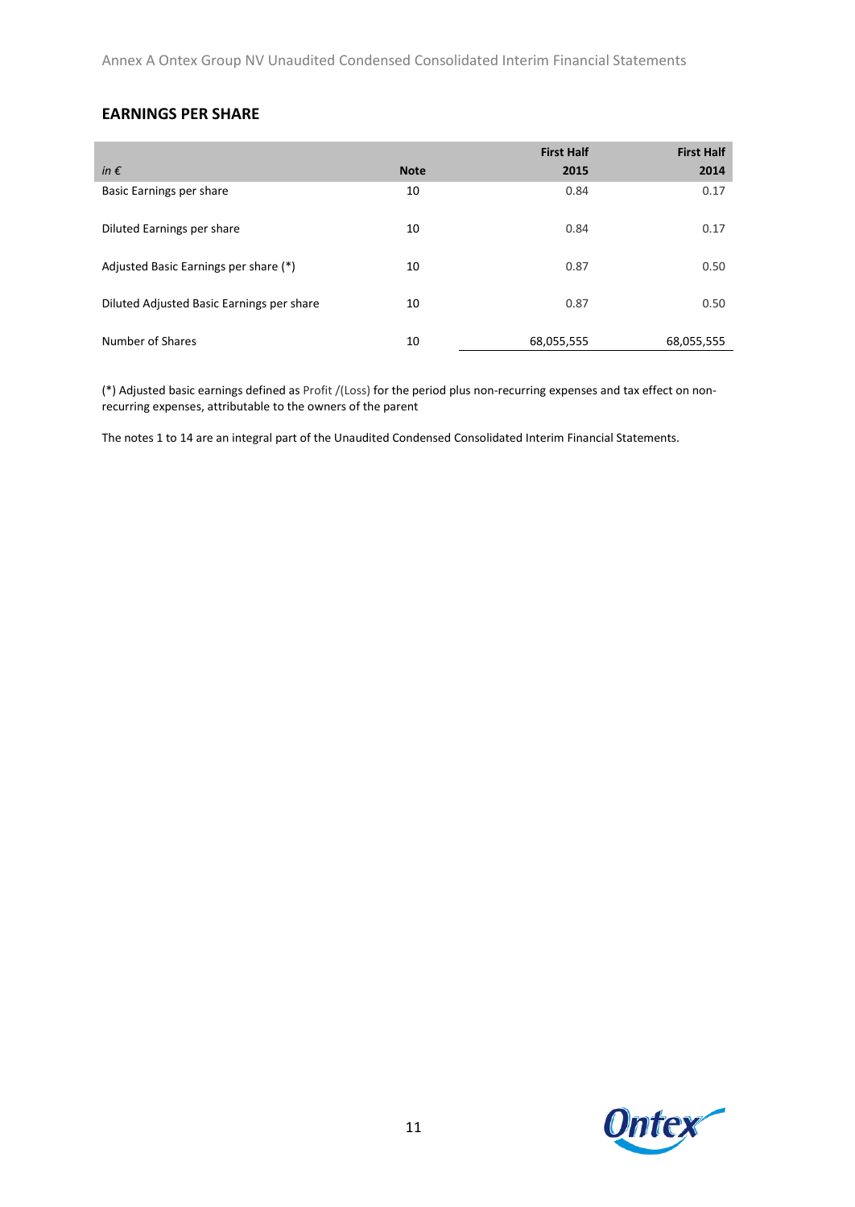## EARNINGS PER SHARE

| *in €* | Note | First Half 2015 | First Half 2014 |
|---|---|---|---|
| Basic Earnings per share | 10 | 0.84 | 0.17 |
| Diluted Earnings per share | 10 | 0.84 | 0.17 |
| Adjusted Basic Earnings per share (*) | 10 | 0.87 | 0.50 |
| Diluted Adjusted Basic Earnings per share | 10 | 0.87 | 0.50 |
| Number of Shares | 10 | 68,055,555 | 68,055,555 |

(*) Adjusted basic earnings defined as Profit /(Loss) for the period plus non-recurring expenses and tax effect on non-recurring expenses, attributable to the owners of the parent

The notes 1 to 14 are an integral part of the Unaudited Condensed Consolidated Interim Financial Statements.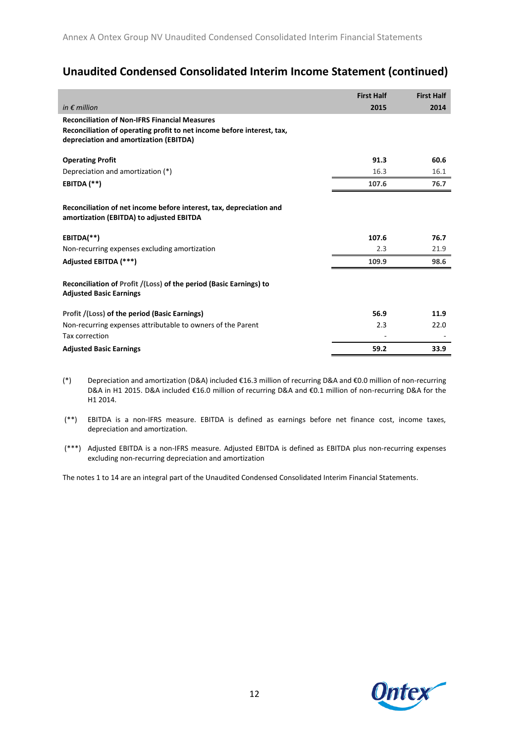## Unaudited Condensed Consolidated Interim Income Statement (continued)

| *in € million* | First Half 2015 | First Half 2014 |
|---|---|---|
| **Reconciliation of Non-IFRS Financial Measures** | | |
| **Reconciliation of operating profit to net income before interest, tax, depreciation and amortization (EBITDA)** | | |
| **Operating Profit** | **91.3** | **60.6** |
| Depreciation and amortization (*) | 16.3 | 16.1 |
| **EBITDA (**)** | **107.6** | **76.7** |
| **Reconciliation of net income before interest, tax, depreciation and amortization (EBITDA) to adjusted EBITDA** | | |
| **EBITDA(**)** | **107.6** | **76.7** |
| Non-recurring expenses excluding amortization | 2.3 | 21.9 |
| **Adjusted EBITDA (***)** | **109.9** | **98.6** |
| **Reconciliation of Profit /(Loss) of the period (Basic Earnings) to Adjusted Basic Earnings** | | |
| **Profit /(Loss) of the period (Basic Earnings)** | **56.9** | **11.9** |
| Non-recurring expenses attributable to owners of the Parent | 2.3 | 22.0 |
| Tax correction | - | - |
| **Adjusted Basic Earnings** | **59.2** | **33.9** |

(*) Depreciation and amortization (D&A) included €16.3 million of recurring D&A and €0.0 million of non-recurring D&A in H1 2015. D&A included €16.0 million of recurring D&A and €0.1 million of non-recurring D&A for the H1 2014.

(**) EBITDA is a non-IFRS measure. EBITDA is defined as earnings before net finance cost, income taxes, depreciation and amortization.

(***) Adjusted EBITDA is a non-IFRS measure. Adjusted EBITDA is defined as EBITDA plus non-recurring expenses excluding non-recurring depreciation and amortization

The notes 1 to 14 are an integral part of the Unaudited Condensed Consolidated Interim Financial Statements.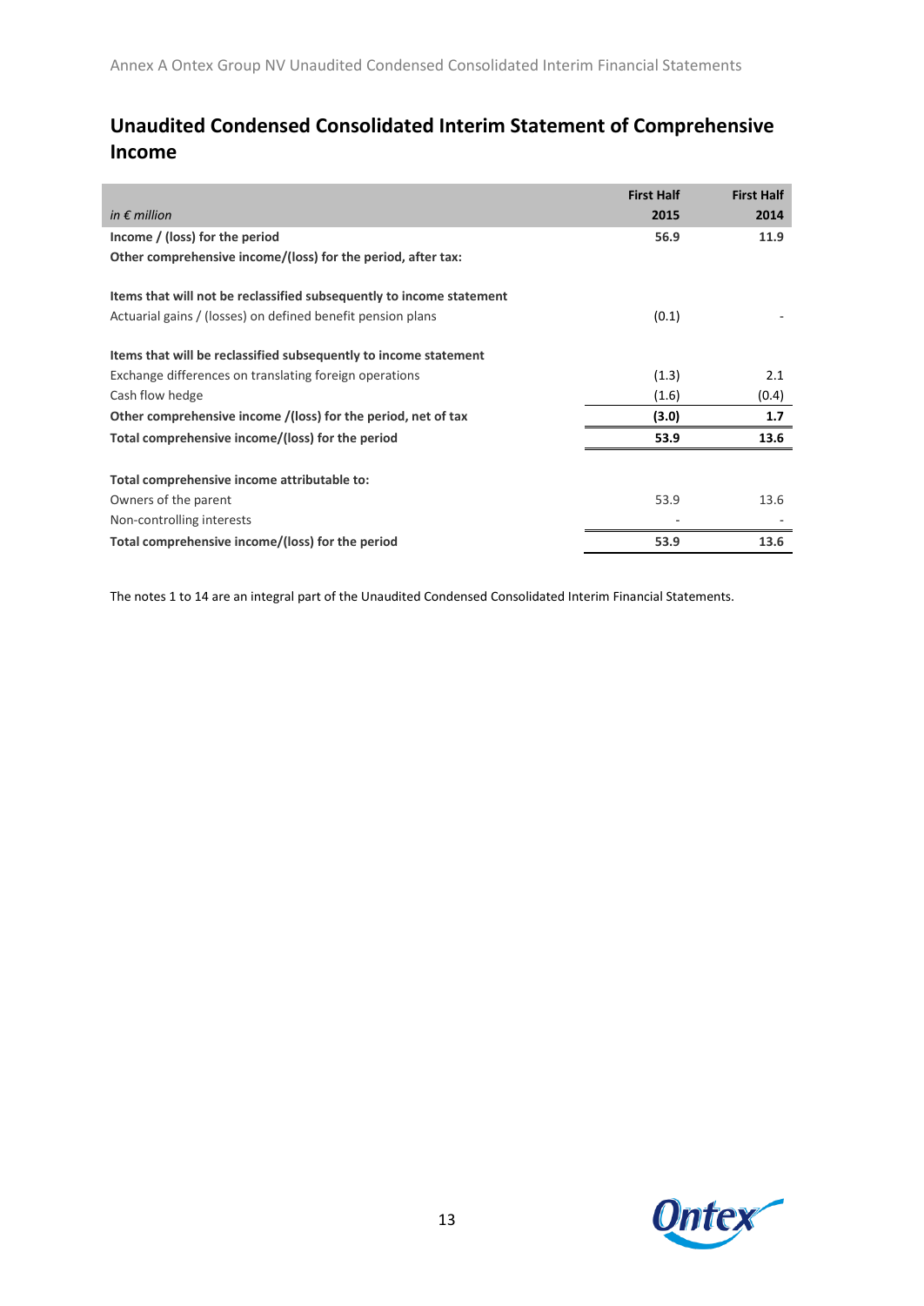## Unaudited Condensed Consolidated Interim Statement of Comprehensive Income

| *in € million* | First Half 2015 | First Half 2014 |
|---|---|---|
| **Income / (loss) for the period** | **56.9** | **11.9** |
| **Other comprehensive income/(loss) for the period, after tax:** | | |
| | | |
| **Items that will not be reclassified subsequently to income statement** | | |
| Actuarial gains / (losses) on defined benefit pension plans | (0.1) | - |
| | | |
| **Items that will be reclassified subsequently to income statement** | | |
| Exchange differences on translating foreign operations | (1.3) | 2.1 |
| Cash flow hedge | (1.6) | (0.4) |
| **Other comprehensive income /(loss) for the period, net of tax** | **(3.0)** | **1.7** |
| **Total comprehensive income/(loss) for the period** | **53.9** | **13.6** |
| | | |
| **Total comprehensive income attributable to:** | | |
| Owners of the parent | 53.9 | 13.6 |
| Non-controlling interests | - | - |
| **Total comprehensive income/(loss) for the period** | **53.9** | **13.6** |

The notes 1 to 14 are an integral part of the Unaudited Condensed Consolidated Interim Financial Statements.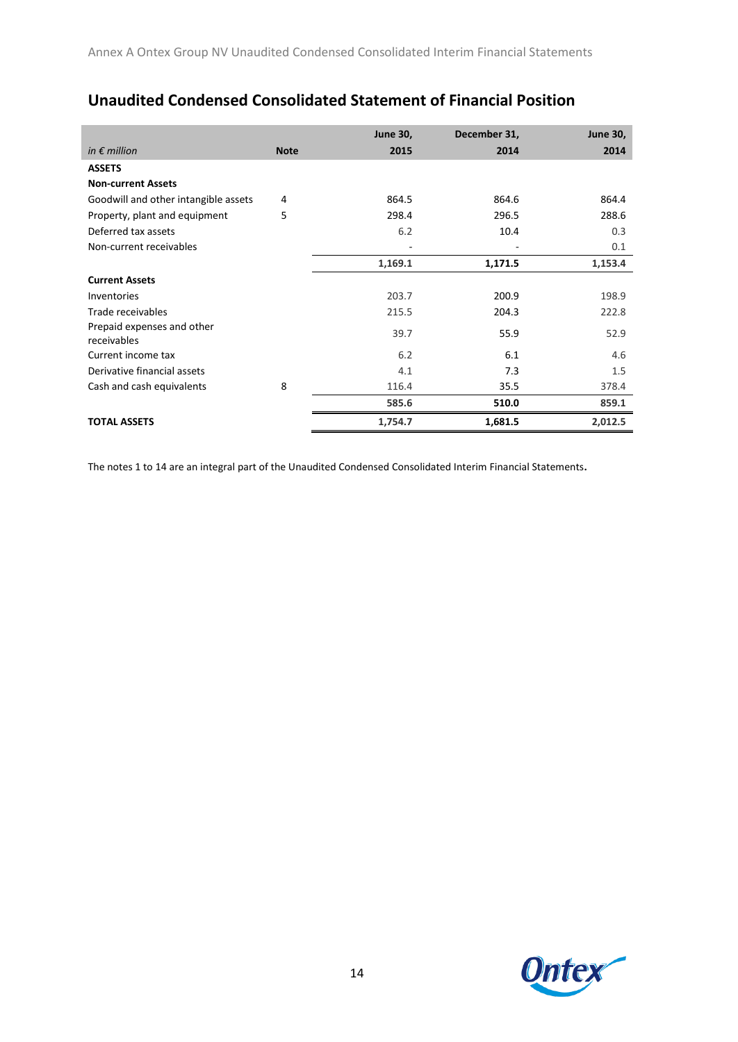## Unaudited Condensed Consolidated Statement of Financial Position

| *in € million* | Note | June 30, 2015 | December 31, 2014 | June 30, 2014 |
|---|---|---|---|---|
| **ASSETS** | | | | |
| **Non-current Assets** | | | | |
| Goodwill and other intangible assets | 4 | 864.5 | 864.6 | 864.4 |
| Property, plant and equipment | 5 | 298.4 | 296.5 | 288.6 |
| Deferred tax assets | | 6.2 | 10.4 | 0.3 |
| Non-current receivables | | - | - | 0.1 |
| | | **1,169.1** | **1,171.5** | **1,153.4** |
| **Current Assets** | | | | |
| Inventories | | 203.7 | 200.9 | 198.9 |
| Trade receivables | | 215.5 | 204.3 | 222.8 |
| Prepaid expenses and other receivables | | 39.7 | 55.9 | 52.9 |
| Current income tax | | 6.2 | 6.1 | 4.6 |
| Derivative financial assets | | 4.1 | 7.3 | 1.5 |
| Cash and cash equivalents | 8 | 116.4 | 35.5 | 378.4 |
| | | **585.6** | **510.0** | **859.1** |
| **TOTAL ASSETS** | | **1,754.7** | **1,681.5** | **2,012.5** |

The notes 1 to 14 are an integral part of the Unaudited Condensed Consolidated Interim Financial Statements.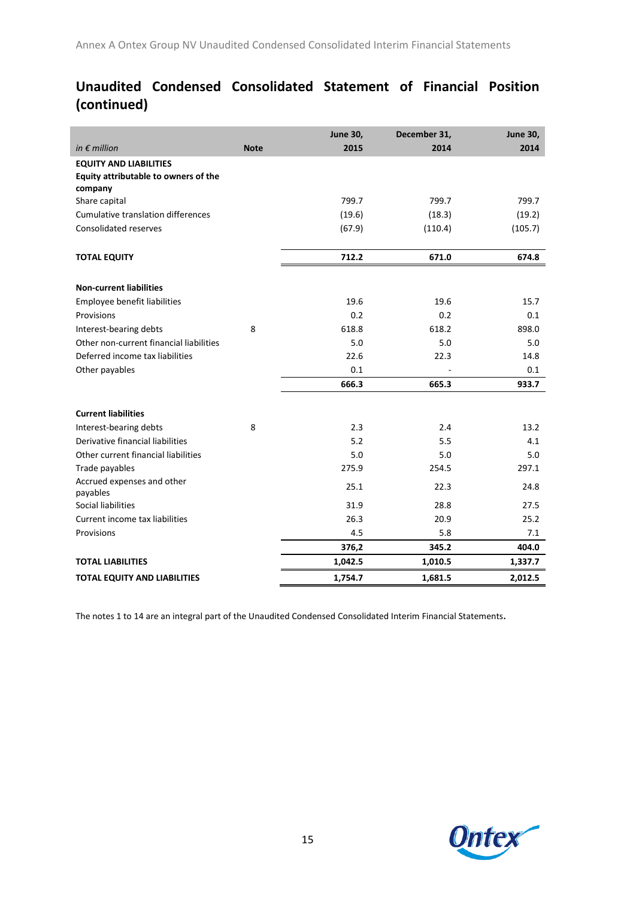# Unaudited Condensed Consolidated Statement of Financial Position (continued)

| *in € million* | Note | June 30, 2015 | December 31, 2014 | June 30, 2014 |
|---|---|---|---|---|
| **EQUITY AND LIABILITIES** | | | | |
| **Equity attributable to owners of the company** | | | | |
| Share capital | | 799.7 | 799.7 | 799.7 |
| Cumulative translation differences | | (19.6) | (18.3) | (19.2) |
| Consolidated reserves | | (67.9) | (110.4) | (105.7) |
| **TOTAL EQUITY** | | **712.2** | **671.0** | **674.8** |
| **Non-current liabilities** | | | | |
| Employee benefit liabilities | | 19.6 | 19.6 | 15.7 |
| Provisions | | 0.2 | 0.2 | 0.1 |
| Interest-bearing debts | 8 | 618.8 | 618.2 | 898.0 |
| Other non-current financial liabilities | | 5.0 | 5.0 | 5.0 |
| Deferred income tax liabilities | | 22.6 | 22.3 | 14.8 |
| Other payables | | 0.1 | - | 0.1 |
| | | **666.3** | **665.3** | **933.7** |
| **Current liabilities** | | | | |
| Interest-bearing debts | 8 | 2.3 | 2.4 | 13.2 |
| Derivative financial liabilities | | 5.2 | 5.5 | 4.1 |
| Other current financial liabilities | | 5.0 | 5.0 | 5.0 |
| Trade payables | | 275.9 | 254.5 | 297.1 |
| Accrued expenses and other payables | | 25.1 | 22.3 | 24.8 |
| Social liabilities | | 31.9 | 28.8 | 27.5 |
| Current income tax liabilities | | 26.3 | 20.9 | 25.2 |
| Provisions | | 4.5 | 5.8 | 7.1 |
| | | **376,2** | **345.2** | **404.0** |
| **TOTAL LIABILITIES** | | **1,042.5** | **1,010.5** | **1,337.7** |
| **TOTAL EQUITY AND LIABILITIES** | | **1,754.7** | **1,681.5** | **2,012.5** |

The notes 1 to 14 are an integral part of the Unaudited Condensed Consolidated Interim Financial Statements.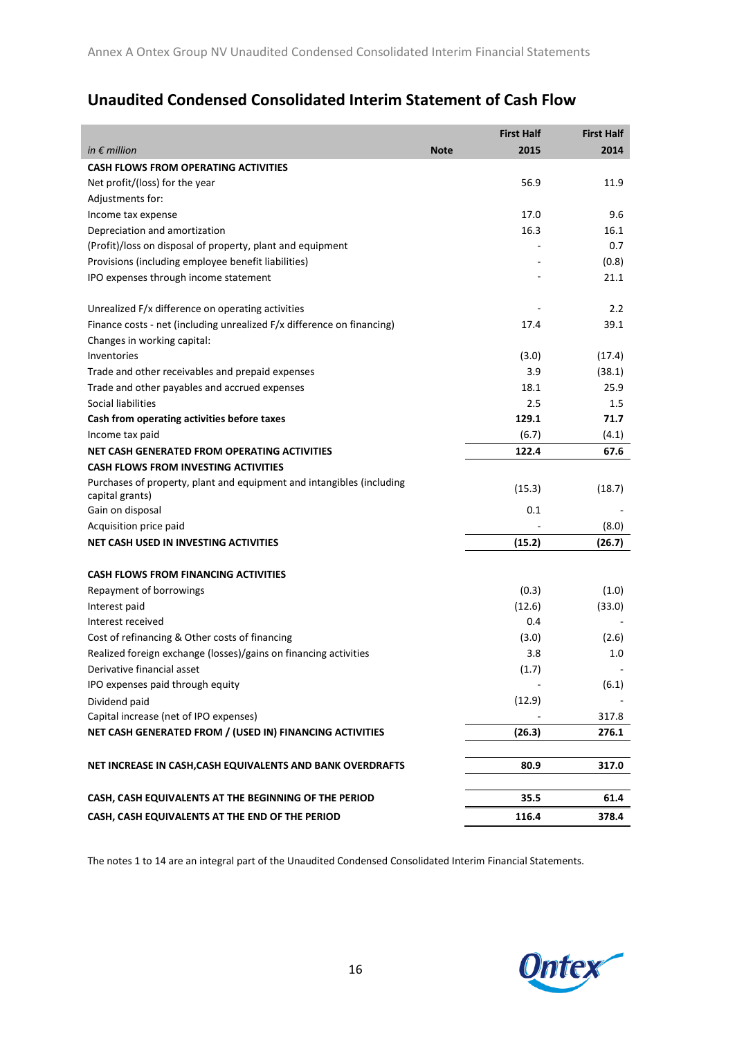## Unaudited Condensed Consolidated Interim Statement of Cash Flow

| *in € million* | Note | First Half 2015 | First Half 2014 |
|---|---|---|---|
| **CASH FLOWS FROM OPERATING ACTIVITIES** | | | |
| Net profit/(loss) for the year | | 56.9 | 11.9 |
| Adjustments for: | | | |
| Income tax expense | | 17.0 | 9.6 |
| Depreciation and amortization | | 16.3 | 16.1 |
| (Profit)/loss on disposal of property, plant and equipment | | - | 0.7 |
| Provisions (including employee benefit liabilities) | | - | (0.8) |
| IPO expenses through income statement | | - | 21.1 |
| Unrealized F/x difference on operating activities | | - | 2.2 |
| Finance costs - net (including unrealized F/x difference on financing) | | 17.4 | 39.1 |
| Changes in working capital: | | | |
| Inventories | | (3.0) | (17.4) |
| Trade and other receivables and prepaid expenses | | 3.9 | (38.1) |
| Trade and other payables and accrued expenses | | 18.1 | 25.9 |
| Social liabilities | | 2.5 | 1.5 |
| **Cash from operating activities before taxes** | | **129.1** | **71.7** |
| Income tax paid | | (6.7) | (4.1) |
| **NET CASH GENERATED FROM OPERATING ACTIVITIES** | | **122.4** | **67.6** |
| **CASH FLOWS FROM INVESTING ACTIVITIES** | | | |
| Purchases of property, plant and equipment and intangibles (including capital grants) | | (15.3) | (18.7) |
| Gain on disposal | | 0.1 | - |
| Acquisition price paid | | - | (8.0) |
| **NET CASH USED IN INVESTING ACTIVITIES** | | **(15.2)** | **(26.7)** |
| **CASH FLOWS FROM FINANCING ACTIVITIES** | | | |
| Repayment of borrowings | | (0.3) | (1.0) |
| Interest paid | | (12.6) | (33.0) |
| Interest received | | 0.4 | - |
| Cost of refinancing & Other costs of financing | | (3.0) | (2.6) |
| Realized foreign exchange (losses)/gains on financing activities | | 3.8 | 1.0 |
| Derivative financial asset | | (1.7) | - |
| IPO expenses paid through equity | | - | (6.1) |
| Dividend paid | | (12.9) | - |
| Capital increase (net of IPO expenses) | | - | 317.8 |
| **NET CASH GENERATED FROM / (USED IN) FINANCING ACTIVITIES** | | **(26.3)** | **276.1** |
| **NET INCREASE IN CASH,CASH EQUIVALENTS AND BANK OVERDRAFTS** | | **80.9** | **317.0** |
| **CASH, CASH EQUIVALENTS AT THE BEGINNING OF THE PERIOD** | | **35.5** | **61.4** |
| **CASH, CASH EQUIVALENTS AT THE END OF THE PERIOD** | | **116.4** | **378.4** |

The notes 1 to 14 are an integral part of the Unaudited Condensed Consolidated Interim Financial Statements.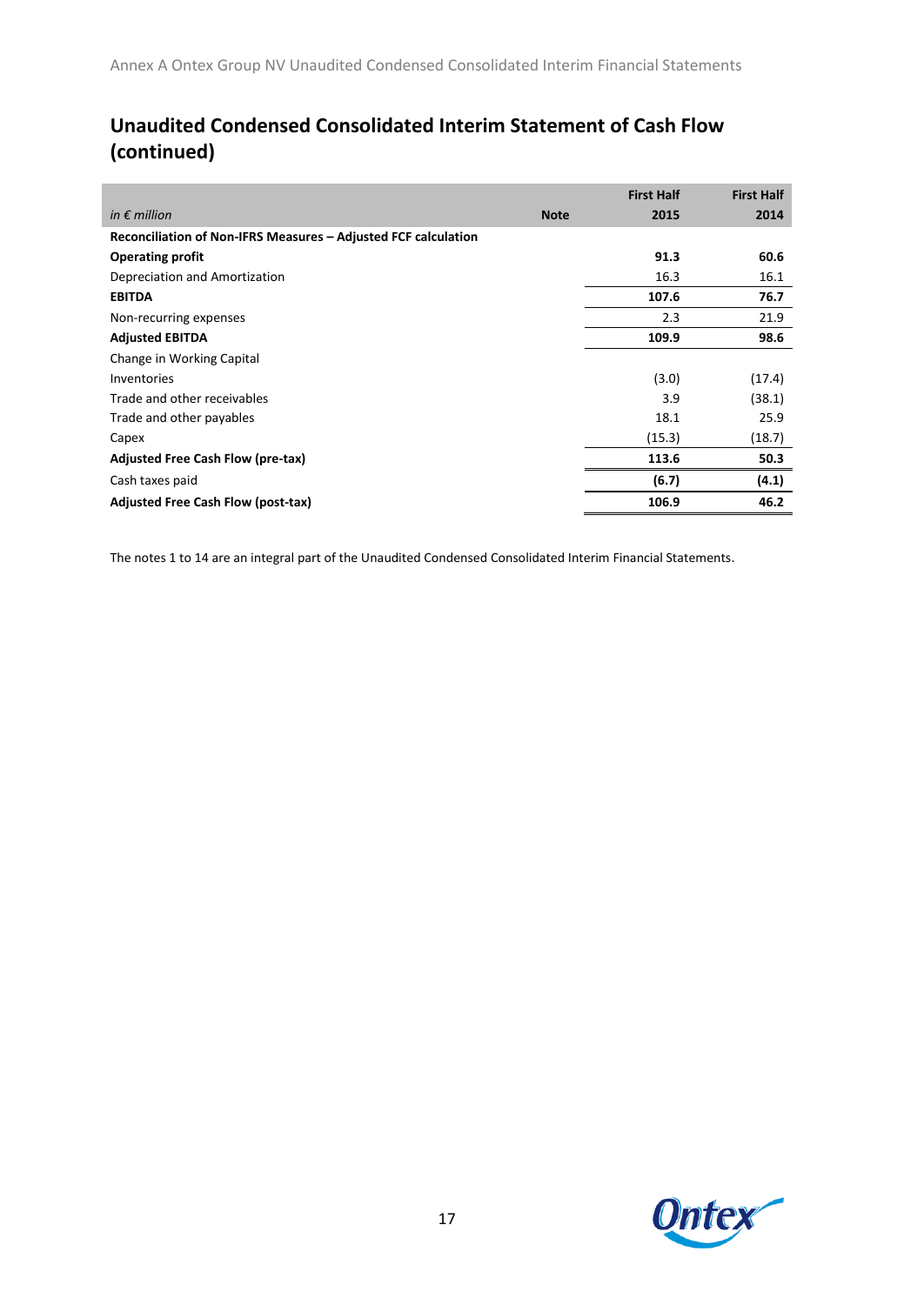# Unaudited Condensed Consolidated Interim Statement of Cash Flow (continued)

| *in € million* | Note | First Half 2015 | First Half 2014 |
|---|---|---|---|
| **Reconciliation of Non-IFRS Measures – Adjusted FCF calculation** | | | |
| **Operating profit** | | **91.3** | **60.6** |
| Depreciation and Amortization | | 16.3 | 16.1 |
| **EBITDA** | | **107.6** | **76.7** |
| Non-recurring expenses | | 2.3 | 21.9 |
| **Adjusted EBITDA** | | **109.9** | **98.6** |
| Change in Working Capital | | | |
| Inventories | | (3.0) | (17.4) |
| Trade and other receivables | | 3.9 | (38.1) |
| Trade and other payables | | 18.1 | 25.9 |
| Capex | | (15.3) | (18.7) |
| **Adjusted Free Cash Flow (pre-tax)** | | **113.6** | **50.3** |
| Cash taxes paid | | **(6.7)** | **(4.1)** |
| **Adjusted Free Cash Flow (post-tax)** | | **106.9** | **46.2** |

The notes 1 to 14 are an integral part of the Unaudited Condensed Consolidated Interim Financial Statements.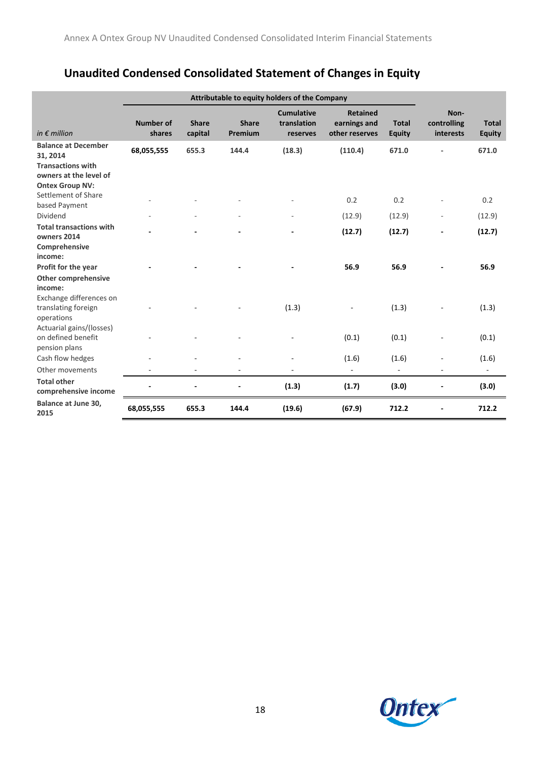## Unaudited Condensed Consolidated Statement of Changes in Equity

| | Attributable to equity holders of the Company | | | | | | | |
|---|---|---|---|---|---|---|---|---|
| *in € million* | **Number of shares** | **Share capital** | **Share Premium** | **Cumulative translation reserves** | **Retained earnings and other reserves** | **Total Equity** | **Non-controlling interests** | **Total Equity** |
| **Balance at December 31, 2014** | **68,055,555** | **655.3** | **144.4** | **(18.3)** | **(110.4)** | **671.0** | **-** | **671.0** |
| **Transactions with owners at the level of Ontex Group NV:** | | | | | | | | |
| Settlement of Share based Payment | - | - | - | - | 0.2 | 0.2 | - | 0.2 |
| Dividend | - | - | - | - | (12.9) | (12.9) | - | (12.9) |
| **Total transactions with owners 2014** | **-** | **-** | **-** | **-** | **(12.7)** | **(12.7)** | **-** | **(12.7)** |
| **Comprehensive income:** | | | | | | | | |
| **Profit for the year** | **-** | **-** | **-** | **-** | **56.9** | **56.9** | **-** | **56.9** |
| **Other comprehensive income:** | | | | | | | | |
| Exchange differences on translating foreign operations | - | - | - | (1.3) | - | (1.3) | - | (1.3) |
| Actuarial gains/(losses) on defined benefit pension plans | - | - | - | - | (0.1) | (0.1) | - | (0.1) |
| Cash flow hedges | - | - | - | - | (1.6) | (1.6) | - | (1.6) |
| Other movements | - | - | - | - | - | - | - | - |
| **Total other comprehensive income** | **-** | **-** | **-** | **(1.3)** | **(1.7)** | **(3.0)** | **-** | **(3.0)** |
| **Balance at June 30, 2015** | **68,055,555** | **655.3** | **144.4** | **(19.6)** | **(67.9)** | **712.2** | **-** | **712.2** |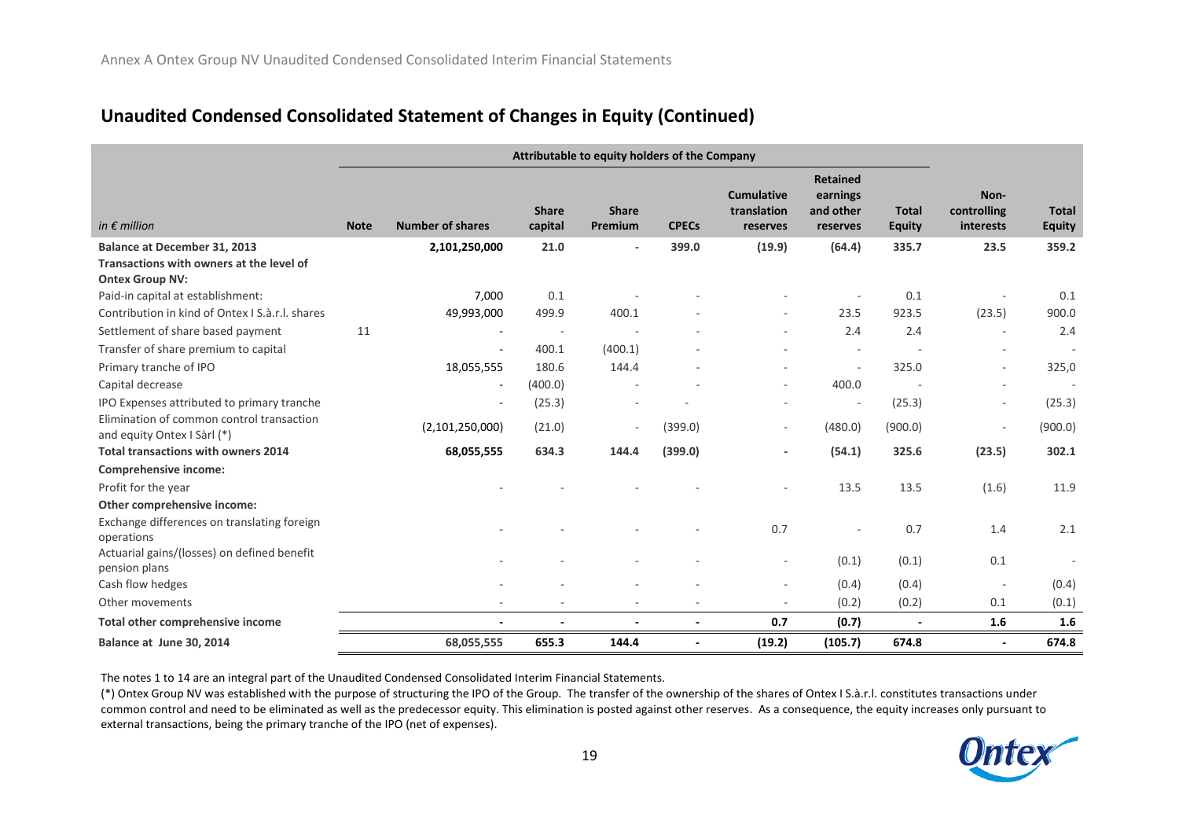## Unaudited Condensed Consolidated Statement of Changes in Equity (Continued)

| | | Attributable to equity holders of the Company | | | | | | | | | |
|---|---|---|---|---|---|---|---|---|---|---|---|
| *in € million* | **Note** | **Number of shares** | **Share capital** | **Share Premium** | **CPECs** | **Cumulative translation reserves** | **Retained earnings and other reserves** | **Total Equity** | **Non-controlling interests** | **Total Equity** |
| **Balance at December 31, 2013** | | **2,101,250,000** | **21.0** | **-** | **399.0** | **(19.9)** | **(64.4)** | **335.7** | **23.5** | **359.2** |
| **Transactions with owners at the level of Ontex Group NV:** | | | | | | | | | | |
| Paid-in capital at establishment: | | 7,000 | 0.1 | - | - | - | - | 0.1 | - | 0.1 |
| Contribution in kind of Ontex I S.à.r.l. shares | | 49,993,000 | 499.9 | 400.1 | - | - | 23.5 | 923.5 | (23.5) | 900.0 |
| Settlement of share based payment | 11 | - | - | - | - | - | 2.4 | 2.4 | - | 2.4 |
| Transfer of share premium to capital | | - | 400.1 | (400.1) | - | - | - | - | - | - |
| Primary tranche of IPO | | 18,055,555 | 180.6 | 144.4 | - | - | - | 325.0 | - | 325,0 |
| Capital decrease | | - | (400.0) | - | - | - | 400.0 | - | - | - |
| IPO Expenses attributed to primary tranche | | - | (25.3) | - | - | - | - | (25.3) | - | (25.3) |
| Elimination of common control transaction and equity Ontex I Sàrl (*) | | (2,101,250,000) | (21.0) | - | (399.0) | - | (480.0) | (900.0) | - | (900.0) |
| **Total transactions with owners 2014** | | **68,055,555** | **634.3** | **144.4** | **(399.0)** | **-** | **(54.1)** | **325.6** | **(23.5)** | **302.1** |
| **Comprehensive income:** | | | | | | | | | | |
| Profit for the year | | - | - | - | - | - | 13.5 | 13.5 | (1.6) | 11.9 |
| **Other comprehensive income:** | | | | | | | | | | |
| Exchange differences on translating foreign operations | | - | - | - | - | 0.7 | - | 0.7 | 1.4 | 2.1 |
| Actuarial gains/(losses) on defined benefit pension plans | | - | - | - | - | - | (0.1) | (0.1) | 0.1 | - |
| Cash flow hedges | | - | - | - | - | - | (0.4) | (0.4) | - | (0.4) |
| Other movements | | - | - | - | - | - | (0.2) | (0.2) | 0.1 | (0.1) |
| **Total other comprehensive income** | | **-** | **-** | **-** | **-** | **0.7** | **(0.7)** | **-** | **1.6** | **1.6** |
| **Balance at June 30, 2014** | | **68,055,555** | **655.3** | **144.4** | **-** | **(19.2)** | **(105.7)** | **674.8** | **-** | **674.8** |

The notes 1 to 14 are an integral part of the Unaudited Condensed Consolidated Interim Financial Statements.

(*) Ontex Group NV was established with the purpose of structuring the IPO of the Group. The transfer of the ownership of the shares of Ontex I S.à.r.l. constitutes transactions under common control and need to be eliminated as well as the predecessor equity. This elimination is posted against other reserves. As a consequence, the equity increases only pursuant to external transactions, being the primary tranche of the IPO (net of expenses).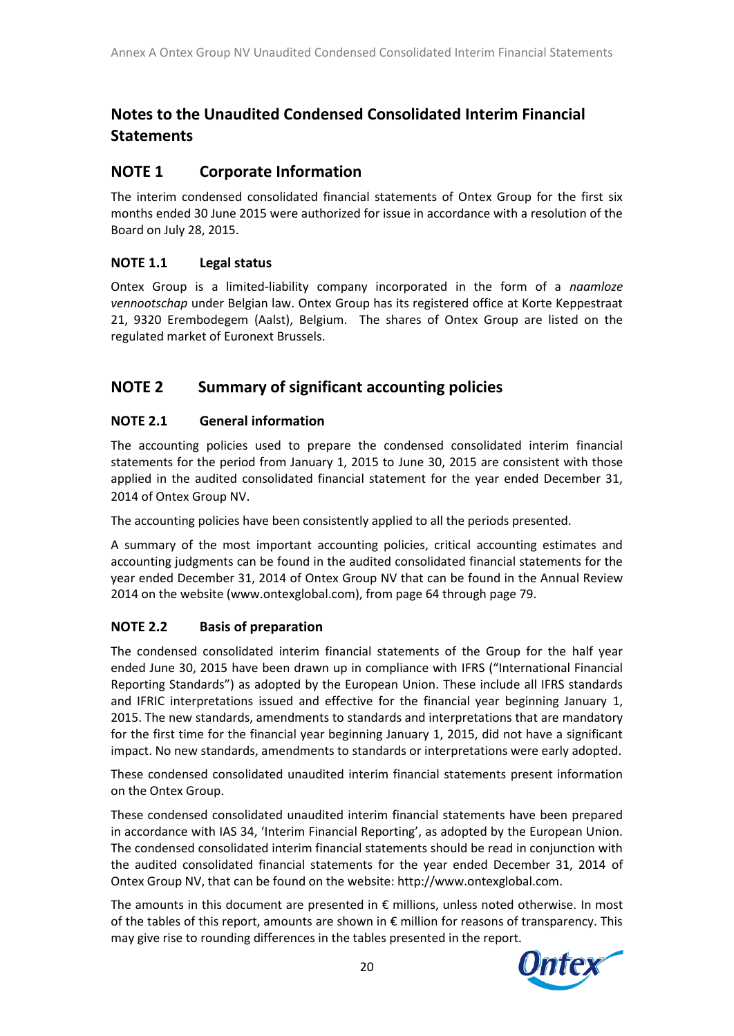# Notes to the Unaudited Condensed Consolidated Interim Financial Statements

## NOTE 1 Corporate Information

The interim condensed consolidated financial statements of Ontex Group for the first six months ended 30 June 2015 were authorized for issue in accordance with a resolution of the Board on July 28, 2015.

### NOTE 1.1 Legal status

Ontex Group is a limited-liability company incorporated in the form of a *naamloze vennootschap* under Belgian law. Ontex Group has its registered office at Korte Keppestraat 21, 9320 Erembodegem (Aalst), Belgium. The shares of Ontex Group are listed on the regulated market of Euronext Brussels.

## NOTE 2 Summary of significant accounting policies

### NOTE 2.1 General information

The accounting policies used to prepare the condensed consolidated interim financial statements for the period from January 1, 2015 to June 30, 2015 are consistent with those applied in the audited consolidated financial statement for the year ended December 31, 2014 of Ontex Group NV.

The accounting policies have been consistently applied to all the periods presented.

A summary of the most important accounting policies, critical accounting estimates and accounting judgments can be found in the audited consolidated financial statements for the year ended December 31, 2014 of Ontex Group NV that can be found in the Annual Review 2014 on the website (www.ontexglobal.com), from page 64 through page 79.

### NOTE 2.2 Basis of preparation

The condensed consolidated interim financial statements of the Group for the half year ended June 30, 2015 have been drawn up in compliance with IFRS ("International Financial Reporting Standards") as adopted by the European Union. These include all IFRS standards and IFRIC interpretations issued and effective for the financial year beginning January 1, 2015. The new standards, amendments to standards and interpretations that are mandatory for the first time for the financial year beginning January 1, 2015, did not have a significant impact. No new standards, amendments to standards or interpretations were early adopted.

These condensed consolidated unaudited interim financial statements present information on the Ontex Group.

These condensed consolidated unaudited interim financial statements have been prepared in accordance with IAS 34, 'Interim Financial Reporting', as adopted by the European Union. The condensed consolidated interim financial statements should be read in conjunction with the audited consolidated financial statements for the year ended December 31, 2014 of Ontex Group NV, that can be found on the website: http://www.ontexglobal.com.

The amounts in this document are presented in € millions, unless noted otherwise. In most of the tables of this report, amounts are shown in € million for reasons of transparency. This may give rise to rounding differences in the tables presented in the report.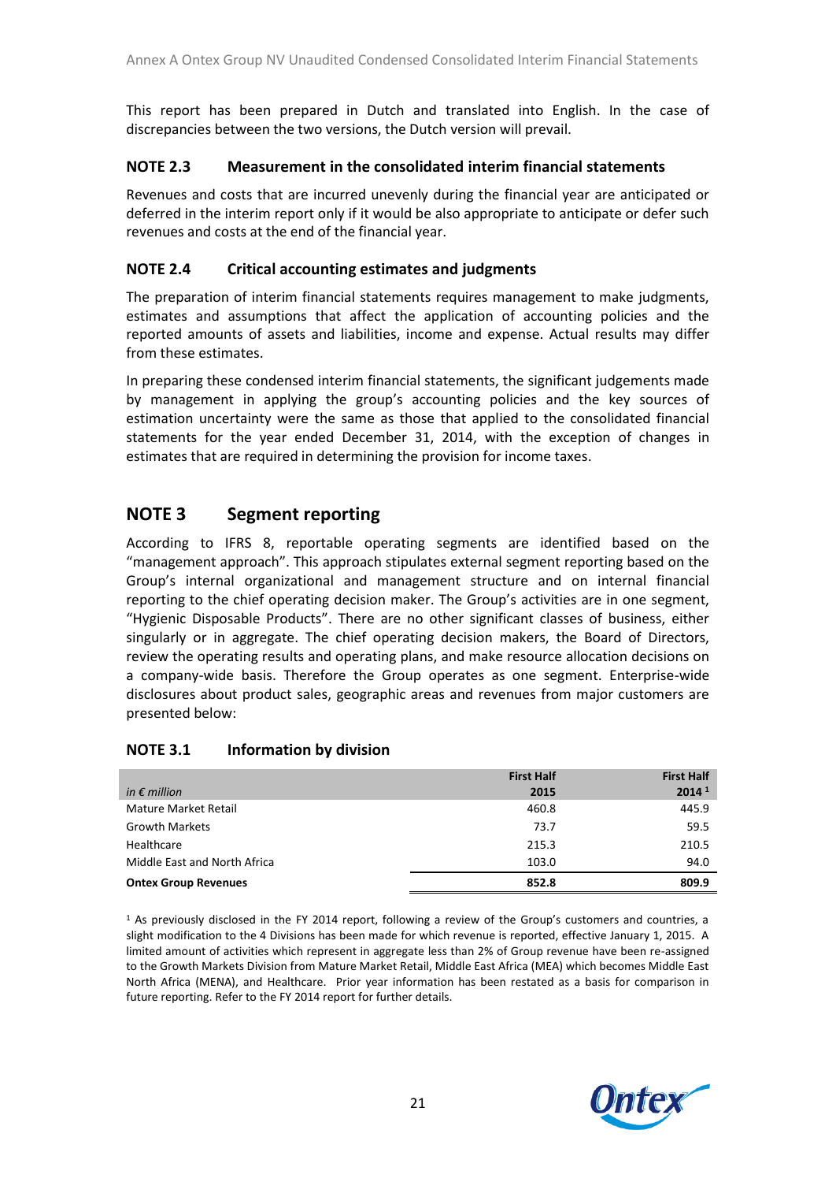This report has been prepared in Dutch and translated into English. In the case of discrepancies between the two versions, the Dutch version will prevail.

### NOTE 2.3 Measurement in the consolidated interim financial statements

Revenues and costs that are incurred unevenly during the financial year are anticipated or deferred in the interim report only if it would be also appropriate to anticipate or defer such revenues and costs at the end of the financial year.

### NOTE 2.4 Critical accounting estimates and judgments

The preparation of interim financial statements requires management to make judgments, estimates and assumptions that affect the application of accounting policies and the reported amounts of assets and liabilities, income and expense. Actual results may differ from these estimates.

In preparing these condensed interim financial statements, the significant judgements made by management in applying the group's accounting policies and the key sources of estimation uncertainty were the same as those that applied to the consolidated financial statements for the year ended December 31, 2014, with the exception of changes in estimates that are required in determining the provision for income taxes.

## NOTE 3 Segment reporting

According to IFRS 8, reportable operating segments are identified based on the "management approach". This approach stipulates external segment reporting based on the Group's internal organizational and management structure and on internal financial reporting to the chief operating decision maker. The Group's activities are in one segment, "Hygienic Disposable Products". There are no other significant classes of business, either singularly or in aggregate. The chief operating decision makers, the Board of Directors, review the operating results and operating plans, and make resource allocation decisions on a company-wide basis. Therefore the Group operates as one segment. Enterprise-wide disclosures about product sales, geographic areas and revenues from major customers are presented below:

### NOTE 3.1 Information by division

| *in € million* | **First Half 2015** | **First Half 2014** [1] |
|---|---|---|
| Mature Market Retail | 460.8 | 445.9 |
| Growth Markets | 73.7 | 59.5 |
| Healthcare | 215.3 | 210.5 |
| Middle East and North Africa | 103.0 | 94.0 |
| **Ontex Group Revenues** | **852.8** | **809.9** |

[1] As previously disclosed in the FY 2014 report, following a review of the Group's customers and countries, a slight modification to the 4 Divisions has been made for which revenue is reported, effective January 1, 2015. A limited amount of activities which represent in aggregate less than 2% of Group revenue have been re-assigned to the Growth Markets Division from Mature Market Retail, Middle East Africa (MEA) which becomes Middle East North Africa (MENA), and Healthcare. Prior year information has been restated as a basis for comparison in future reporting. Refer to the FY 2014 report for further details.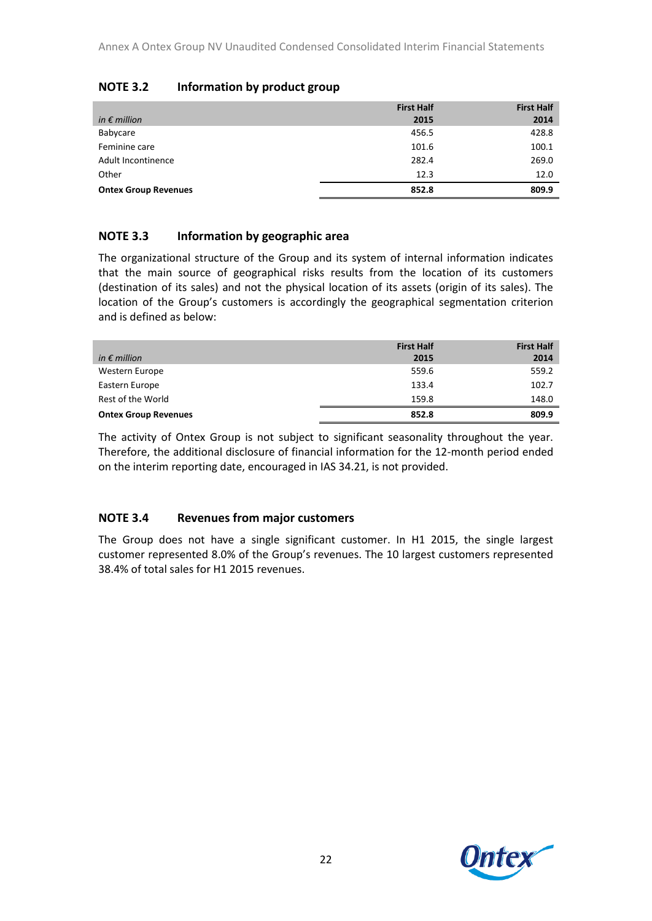## NOTE 3.2 Information by product group

| *in € million* | First Half 2015 | First Half 2014 |
|---|---|---|
| Babycare | 456.5 | 428.8 |
| Feminine care | 101.6 | 100.1 |
| Adult Incontinence | 282.4 | 269.0 |
| Other | 12.3 | 12.0 |
| **Ontex Group Revenues** | **852.8** | **809.9** |

## NOTE 3.3 Information by geographic area

The organizational structure of the Group and its system of internal information indicates that the main source of geographical risks results from the location of its customers (destination of its sales) and not the physical location of its assets (origin of its sales). The location of the Group's customers is accordingly the geographical segmentation criterion and is defined as below:

| *in € million* | First Half 2015 | First Half 2014 |
|---|---|---|
| Western Europe | 559.6 | 559.2 |
| Eastern Europe | 133.4 | 102.7 |
| Rest of the World | 159.8 | 148.0 |
| **Ontex Group Revenues** | **852.8** | **809.9** |

The activity of Ontex Group is not subject to significant seasonality throughout the year. Therefore, the additional disclosure of financial information for the 12-month period ended on the interim reporting date, encouraged in IAS 34.21, is not provided.

## NOTE 3.4 Revenues from major customers

The Group does not have a single significant customer. In H1 2015, the single largest customer represented 8.0% of the Group's revenues. The 10 largest customers represented 38.4% of total sales for H1 2015 revenues.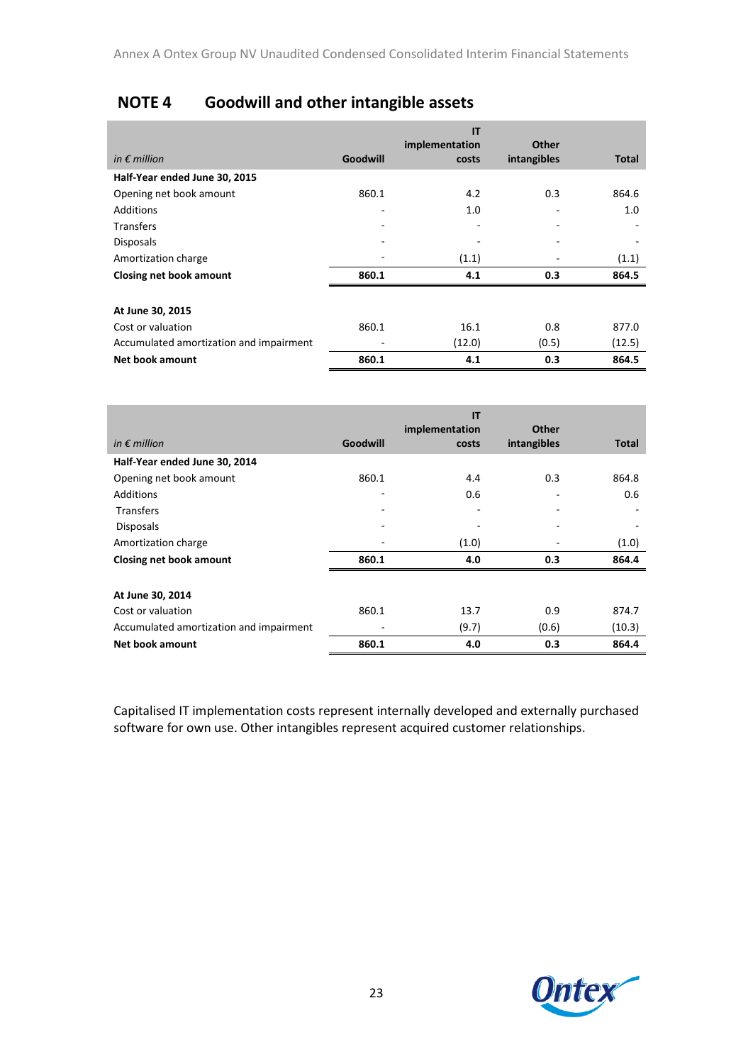## NOTE 4 Goodwill and other intangible assets

| *in € million* | Goodwill | IT implementation costs | Other intangibles | Total |
|---|---|---|---|---|
| **Half-Year ended June 30, 2015** | | | | |
| Opening net book amount | 860.1 | 4.2 | 0.3 | 864.6 |
| Additions | - | 1.0 | - | 1.0 |
| Transfers | - | - | - | - |
| Disposals | - | - | - | - |
| Amortization charge | - | (1.1) | - | (1.1) |
| **Closing net book amount** | **860.1** | **4.1** | **0.3** | **864.5** |
| | | | | |
| **At June 30, 2015** | | | | |
| Cost or valuation | 860.1 | 16.1 | 0.8 | 877.0 |
| Accumulated amortization and impairment | - | (12.0) | (0.5) | (12.5) |
| **Net book amount** | **860.1** | **4.1** | **0.3** | **864.5** |

| *in € million* | Goodwill | IT implementation costs | Other intangibles | Total |
|---|---|---|---|---|
| **Half-Year ended June 30, 2014** | | | | |
| Opening net book amount | 860.1 | 4.4 | 0.3 | 864.8 |
| Additions | - | 0.6 | - | 0.6 |
| Transfers | - | - | - | - |
| Disposals | - | - | - | - |
| Amortization charge | - | (1.0) | - | (1.0) |
| **Closing net book amount** | **860.1** | **4.0** | **0.3** | **864.4** |
| | | | | |
| **At June 30, 2014** | | | | |
| Cost or valuation | 860.1 | 13.7 | 0.9 | 874.7 |
| Accumulated amortization and impairment | - | (9.7) | (0.6) | (10.3) |
| **Net book amount** | **860.1** | **4.0** | **0.3** | **864.4** |

Capitalised IT implementation costs represent internally developed and externally purchased software for own use. Other intangibles represent acquired customer relationships.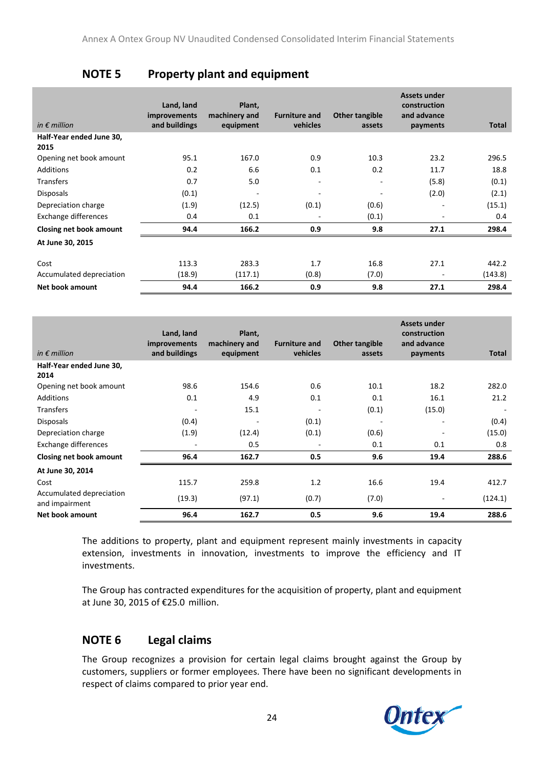## NOTE 5 Property plant and equipment

| *in € million* | Land, land improvements and buildings | Plant, machinery and equipment | Furniture and vehicles | Other tangible assets | Assets under construction and advance payments | Total |
|---|---|---|---|---|---|---|
| **Half-Year ended June 30, 2015** | | | | | | |
| Opening net book amount | 95.1 | 167.0 | 0.9 | 10.3 | 23.2 | 296.5 |
| Additions | 0.2 | 6.6 | 0.1 | 0.2 | 11.7 | 18.8 |
| Transfers | 0.7 | 5.0 | - | - | (5.8) | (0.1) |
| Disposals | (0.1) | - | - | - | (2.0) | (2.1) |
| Depreciation charge | (1.9) | (12.5) | (0.1) | (0.6) | - | (15.1) |
| Exchange differences | 0.4 | 0.1 | - | (0.1) | - | 0.4 |
| **Closing net book amount** | **94.4** | **166.2** | **0.9** | **9.8** | **27.1** | **298.4** |
| **At June 30, 2015** | | | | | | |
| Cost | 113.3 | 283.3 | 1.7 | 16.8 | 27.1 | 442.2 |
| Accumulated depreciation | (18.9) | (117.1) | (0.8) | (7.0) | - | (143.8) |
| **Net book amount** | **94.4** | **166.2** | **0.9** | **9.8** | **27.1** | **298.4** |

| *in € million* | Land, land improvements and buildings | Plant, machinery and equipment | Furniture and vehicles | Other tangible assets | Assets under construction and advance payments | Total |
|---|---|---|---|---|---|---|
| **Half-Year ended June 30, 2014** | | | | | | |
| Opening net book amount | 98.6 | 154.6 | 0.6 | 10.1 | 18.2 | 282.0 |
| Additions | 0.1 | 4.9 | 0.1 | 0.1 | 16.1 | 21.2 |
| Transfers | - | 15.1 | - | (0.1) | (15.0) | - |
| Disposals | (0.4) | - | (0.1) | - | - | (0.4) |
| Depreciation charge | (1.9) | (12.4) | (0.1) | (0.6) | - | (15.0) |
| Exchange differences | - | 0.5 | - | 0.1 | 0.1 | 0.8 |
| **Closing net book amount** | **96.4** | **162.7** | **0.5** | **9.6** | **19.4** | **288.6** |
| **At June 30, 2014** | | | | | | |
| Cost | 115.7 | 259.8 | 1.2 | 16.6 | 19.4 | 412.7 |
| Accumulated depreciation and impairment | (19.3) | (97.1) | (0.7) | (7.0) | - | (124.1) |
| **Net book amount** | **96.4** | **162.7** | **0.5** | **9.6** | **19.4** | **288.6** |

The additions to property, plant and equipment represent mainly investments in capacity extension, investments in innovation, investments to improve the efficiency and IT investments.

The Group has contracted expenditures for the acquisition of property, plant and equipment at June 30, 2015 of €25.0 million.

## NOTE 6 Legal claims

The Group recognizes a provision for certain legal claims brought against the Group by customers, suppliers or former employees. There have been no significant developments in respect of claims compared to prior year end.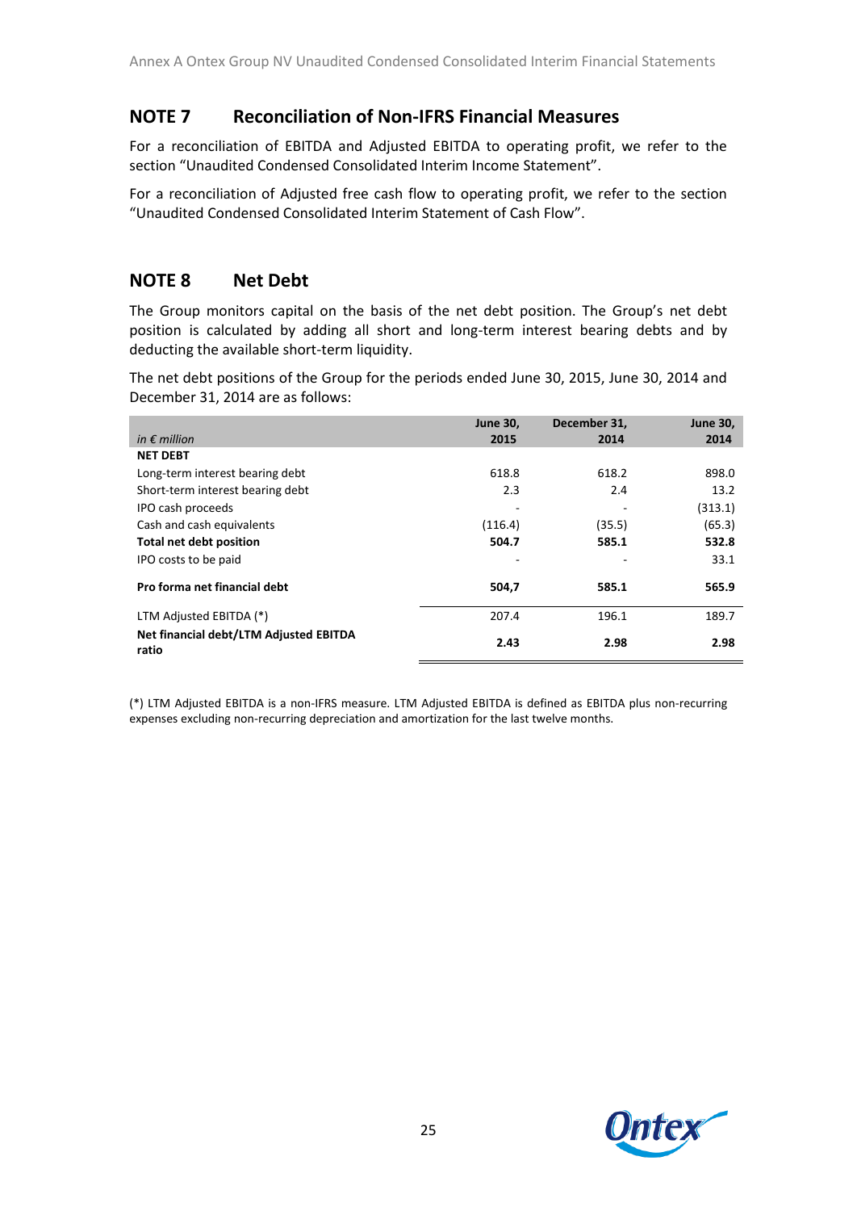## NOTE 7 Reconciliation of Non-IFRS Financial Measures

For a reconciliation of EBITDA and Adjusted EBITDA to operating profit, we refer to the section "Unaudited Condensed Consolidated Interim Income Statement".

For a reconciliation of Adjusted free cash flow to operating profit, we refer to the section "Unaudited Condensed Consolidated Interim Statement of Cash Flow".

## NOTE 8 Net Debt

The Group monitors capital on the basis of the net debt position. The Group's net debt position is calculated by adding all short and long-term interest bearing debts and by deducting the available short-term liquidity.

The net debt positions of the Group for the periods ended June 30, 2015, June 30, 2014 and December 31, 2014 are as follows:

| *in € million* | June 30, 2015 | December 31, 2014 | June 30, 2014 |
|---|---|---|---|
| **NET DEBT** | | | |
| Long-term interest bearing debt | 618.8 | 618.2 | 898.0 |
| Short-term interest bearing debt | 2.3 | 2.4 | 13.2 |
| IPO cash proceeds | - | - | (313.1) |
| Cash and cash equivalents | (116.4) | (35.5) | (65.3) |
| **Total net debt position** | **504.7** | **585.1** | **532.8** |
| IPO costs to be paid | - | - | 33.1 |
| **Pro forma net financial debt** | **504,7** | **585.1** | **565.9** |
| LTM Adjusted EBITDA (*) | 207.4 | 196.1 | 189.7 |
| **Net financial debt/LTM Adjusted EBITDA ratio** | **2.43** | **2.98** | **2.98** |

(*) LTM Adjusted EBITDA is a non-IFRS measure. LTM Adjusted EBITDA is defined as EBITDA plus non-recurring expenses excluding non-recurring depreciation and amortization for the last twelve months.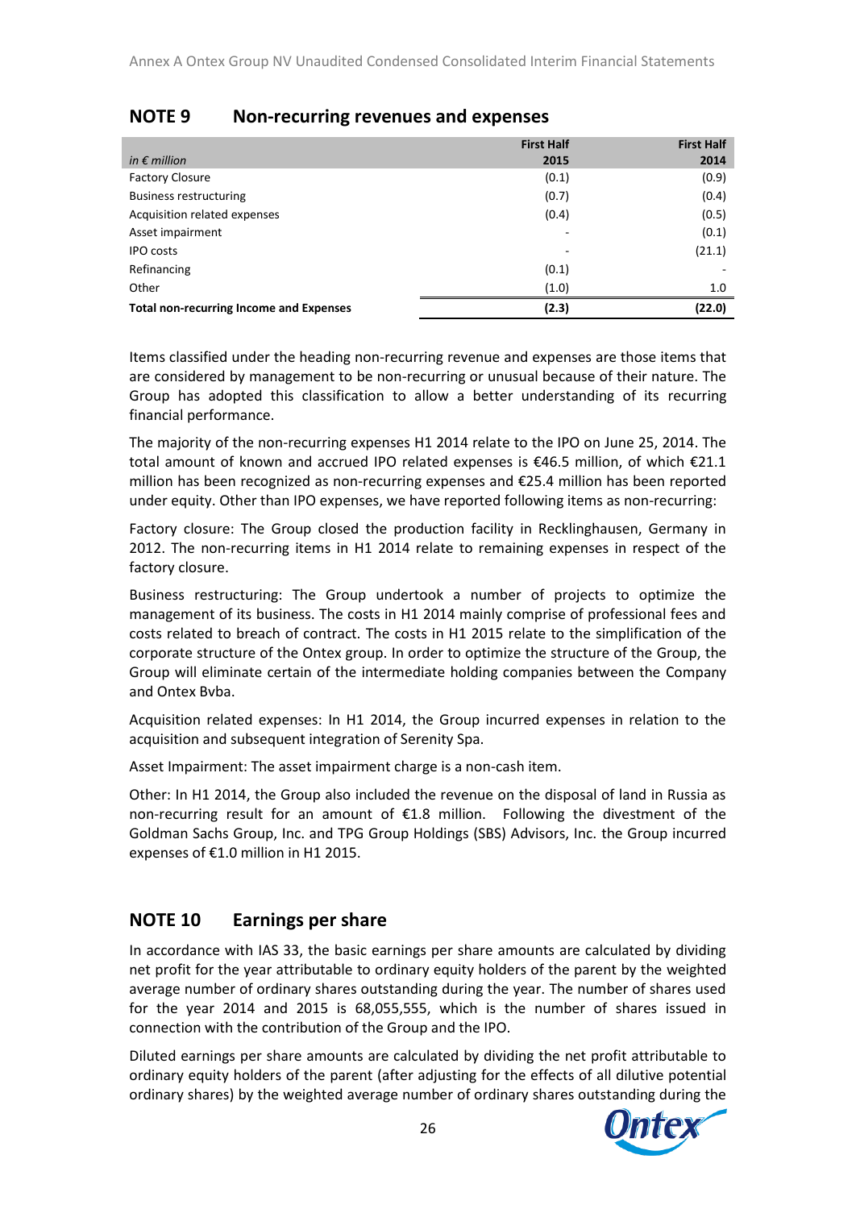## NOTE 9 Non-recurring revenues and expenses

| *in € million* | First Half 2015 | First Half 2014 |
|---|---|---|
| Factory Closure | (0.1) | (0.9) |
| Business restructuring | (0.7) | (0.4) |
| Acquisition related expenses | (0.4) | (0.5) |
| Asset impairment | - | (0.1) |
| IPO costs | - | (21.1) |
| Refinancing | (0.1) | - |
| Other | (1.0) | 1.0 |
| **Total non-recurring Income and Expenses** | **(2.3)** | **(22.0)** |

Items classified under the heading non-recurring revenue and expenses are those items that are considered by management to be non-recurring or unusual because of their nature. The Group has adopted this classification to allow a better understanding of its recurring financial performance.

The majority of the non-recurring expenses H1 2014 relate to the IPO on June 25, 2014. The total amount of known and accrued IPO related expenses is €46.5 million, of which €21.1 million has been recognized as non-recurring expenses and €25.4 million has been reported under equity. Other than IPO expenses, we have reported following items as non-recurring:

Factory closure: The Group closed the production facility in Recklinghausen, Germany in 2012. The non-recurring items in H1 2014 relate to remaining expenses in respect of the factory closure.

Business restructuring: The Group undertook a number of projects to optimize the management of its business. The costs in H1 2014 mainly comprise of professional fees and costs related to breach of contract. The costs in H1 2015 relate to the simplification of the corporate structure of the Ontex group. In order to optimize the structure of the Group, the Group will eliminate certain of the intermediate holding companies between the Company and Ontex Bvba.

Acquisition related expenses: In H1 2014, the Group incurred expenses in relation to the acquisition and subsequent integration of Serenity Spa.

Asset Impairment: The asset impairment charge is a non-cash item.

Other: In H1 2014, the Group also included the revenue on the disposal of land in Russia as non-recurring result for an amount of €1.8 million. Following the divestment of the Goldman Sachs Group, Inc. and TPG Group Holdings (SBS) Advisors, Inc. the Group incurred expenses of €1.0 million in H1 2015.

## NOTE 10 Earnings per share

In accordance with IAS 33, the basic earnings per share amounts are calculated by dividing net profit for the year attributable to ordinary equity holders of the parent by the weighted average number of ordinary shares outstanding during the year. The number of shares used for the year 2014 and 2015 is 68,055,555, which is the number of shares issued in connection with the contribution of the Group and the IPO.

Diluted earnings per share amounts are calculated by dividing the net profit attributable to ordinary equity holders of the parent (after adjusting for the effects of all dilutive potential ordinary shares) by the weighted average number of ordinary shares outstanding during the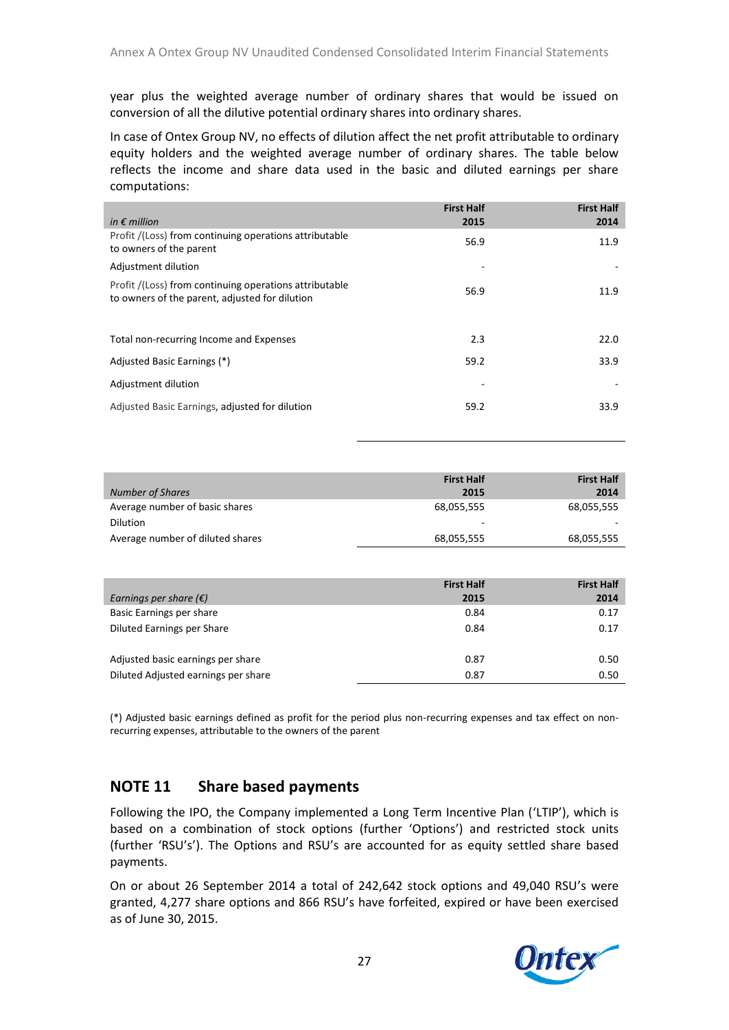year plus the weighted average number of ordinary shares that would be issued on conversion of all the dilutive potential ordinary shares into ordinary shares.

In case of Ontex Group NV, no effects of dilution affect the net profit attributable to ordinary equity holders and the weighted average number of ordinary shares. The table below reflects the income and share data used in the basic and diluted earnings per share computations:

| *in € million* | **First Half 2015** | **First Half 2014** |
|---|---|---|
| Profit /(Loss) from continuing operations attributable to owners of the parent | 56.9 | 11.9 |
| Adjustment dilution | - | - |
| Profit /(Loss) from continuing operations attributable to owners of the parent, adjusted for dilution | 56.9 | 11.9 |
| | | |
| Total non-recurring Income and Expenses | 2.3 | 22.0 |
| Adjusted Basic Earnings (*) | 59.2 | 33.9 |
| Adjustment dilution | - | - |
| Adjusted Basic Earnings, adjusted for dilution | 59.2 | 33.9 |

| *Number of Shares* | **First Half 2015** | **First Half 2014** |
|---|---|---|
| Average number of basic shares | 68,055,555 | 68,055,555 |
| Dilution | - | - |
| Average number of diluted shares | 68,055,555 | 68,055,555 |

| *Earnings per share (€)* | **First Half 2015** | **First Half 2014** |
|---|---|---|
| Basic Earnings per share | 0.84 | 0.17 |
| Diluted Earnings per Share | 0.84 | 0.17 |
| | | |
| Adjusted basic earnings per share | 0.87 | 0.50 |
| Diluted Adjusted earnings per share | 0.87 | 0.50 |

(*) Adjusted basic earnings defined as profit for the period plus non-recurring expenses and tax effect on non-recurring expenses, attributable to the owners of the parent

## NOTE 11 Share based payments

Following the IPO, the Company implemented a Long Term Incentive Plan ('LTIP'), which is based on a combination of stock options (further 'Options') and restricted stock units (further 'RSU's'). The Options and RSU's are accounted for as equity settled share based payments.

On or about 26 September 2014 a total of 242,642 stock options and 49,040 RSU's were granted, 4,277 share options and 866 RSU's have forfeited, expired or have been exercised as of June 30, 2015.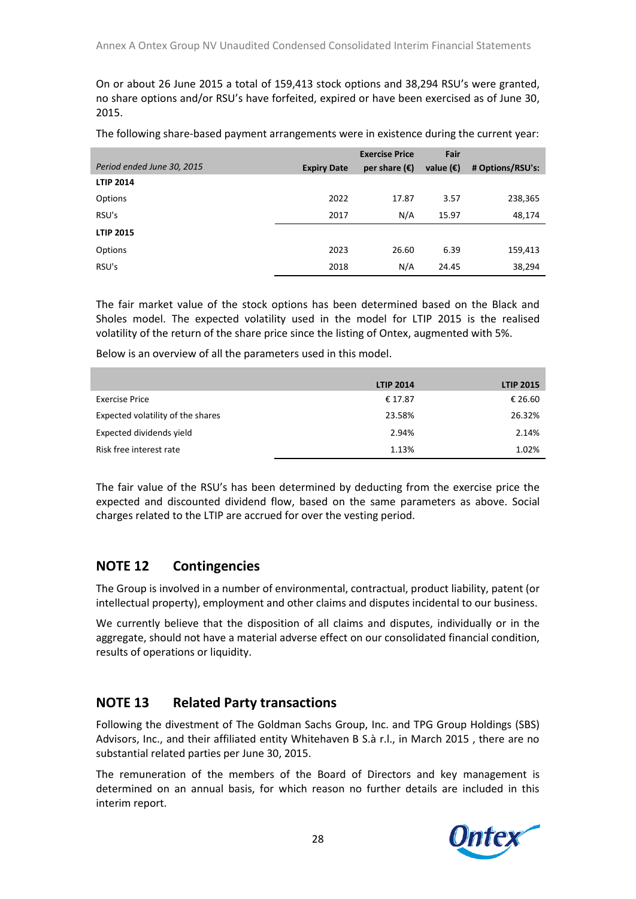On or about 26 June 2015 a total of 159,413 stock options and 38,294 RSU's were granted, no share options and/or RSU's have forfeited, expired or have been exercised as of June 30, 2015.

The following share-based payment arrangements were in existence during the current year:

| *Period ended June 30, 2015* | Expiry Date | Exercise Price per share (€) | Fair value (€) | # Options/RSU's: |
|---|---|---|---|---|
| **LTIP 2014** | | | | |
| Options | 2022 | 17.87 | 3.57 | 238,365 |
| RSU's | 2017 | N/A | 15.97 | 48,174 |
| **LTIP 2015** | | | | |
| Options | 2023 | 26.60 | 6.39 | 159,413 |
| RSU's | 2018 | N/A | 24.45 | 38,294 |

The fair market value of the stock options has been determined based on the Black and Sholes model. The expected volatility used in the model for LTIP 2015 is the realised volatility of the return of the share price since the listing of Ontex, augmented with 5%.

Below is an overview of all the parameters used in this model.

| | LTIP 2014 | LTIP 2015 |
|---|---|---|
| Exercise Price | € 17.87 | € 26.60 |
| Expected volatility of the shares | 23.58% | 26.32% |
| Expected dividends yield | 2.94% | 2.14% |
| Risk free interest rate | 1.13% | 1.02% |

The fair value of the RSU's has been determined by deducting from the exercise price the expected and discounted dividend flow, based on the same parameters as above. Social charges related to the LTIP are accrued for over the vesting period.

## NOTE 12 Contingencies

The Group is involved in a number of environmental, contractual, product liability, patent (or intellectual property), employment and other claims and disputes incidental to our business.

We currently believe that the disposition of all claims and disputes, individually or in the aggregate, should not have a material adverse effect on our consolidated financial condition, results of operations or liquidity.

## NOTE 13 Related Party transactions

Following the divestment of The Goldman Sachs Group, Inc. and TPG Group Holdings (SBS) Advisors, Inc., and their affiliated entity Whitehaven B S.à r.l., in March 2015 , there are no substantial related parties per June 30, 2015.

The remuneration of the members of the Board of Directors and key management is determined on an annual basis, for which reason no further details are included in this interim report.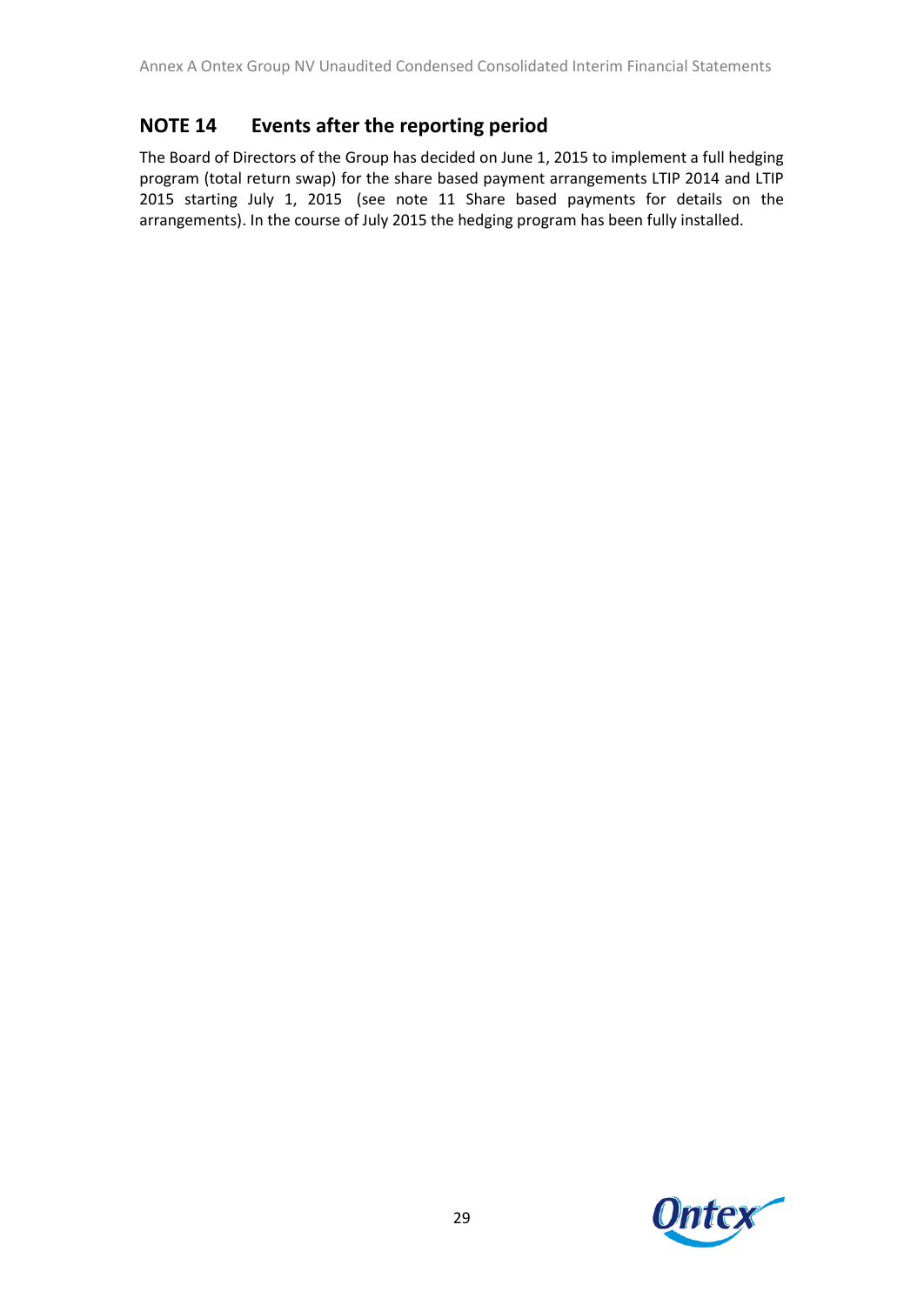## NOTE 14 Events after the reporting period

The Board of Directors of the Group has decided on June 1, 2015 to implement a full hedging program (total return swap) for the share based payment arrangements LTIP 2014 and LTIP 2015 starting July 1, 2015 (see note 11 Share based payments for details on the arrangements). In the course of July 2015 the hedging program has been fully installed.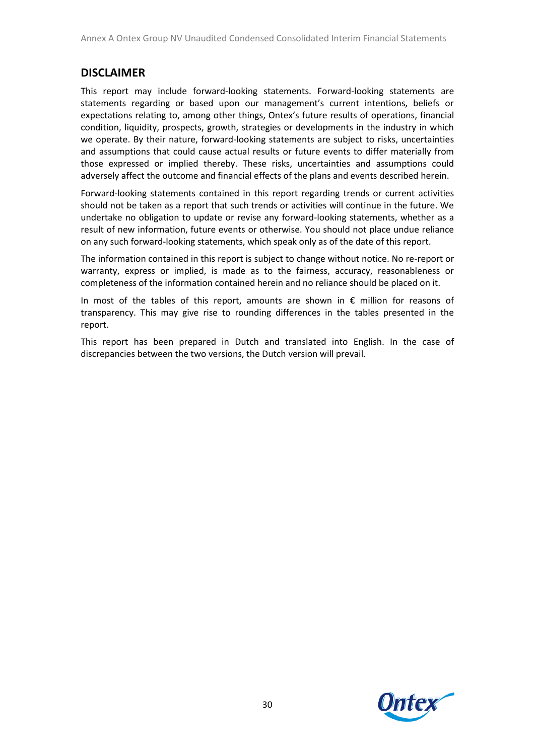## DISCLAIMER

This report may include forward-looking statements. Forward-looking statements are statements regarding or based upon our management's current intentions, beliefs or expectations relating to, among other things, Ontex's future results of operations, financial condition, liquidity, prospects, growth, strategies or developments in the industry in which we operate. By their nature, forward-looking statements are subject to risks, uncertainties and assumptions that could cause actual results or future events to differ materially from those expressed or implied thereby. These risks, uncertainties and assumptions could adversely affect the outcome and financial effects of the plans and events described herein.

Forward-looking statements contained in this report regarding trends or current activities should not be taken as a report that such trends or activities will continue in the future. We undertake no obligation to update or revise any forward-looking statements, whether as a result of new information, future events or otherwise. You should not place undue reliance on any such forward-looking statements, which speak only as of the date of this report.

The information contained in this report is subject to change without notice. No re-report or warranty, express or implied, is made as to the fairness, accuracy, reasonableness or completeness of the information contained herein and no reliance should be placed on it.

In most of the tables of this report, amounts are shown in € million for reasons of transparency. This may give rise to rounding differences in the tables presented in the report.

This report has been prepared in Dutch and translated into English. In the case of discrepancies between the two versions, the Dutch version will prevail.